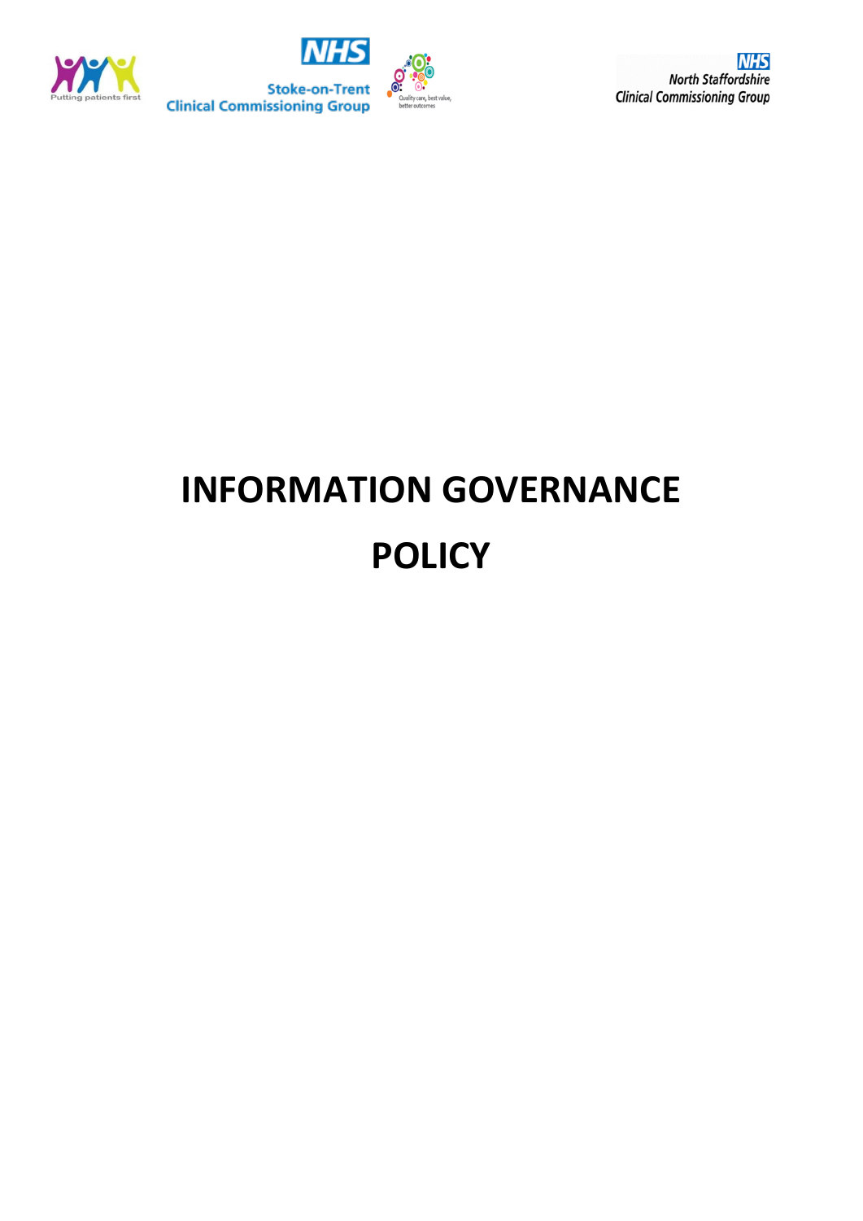Putting patients first

NHS
Stoke-on-Trent
Clinical Commissioning Group

Quality care, best value, better outcomes

NHS
North Staffordshire
Clinical Commissioning Group

# INFORMATION GOVERNANCE POLICY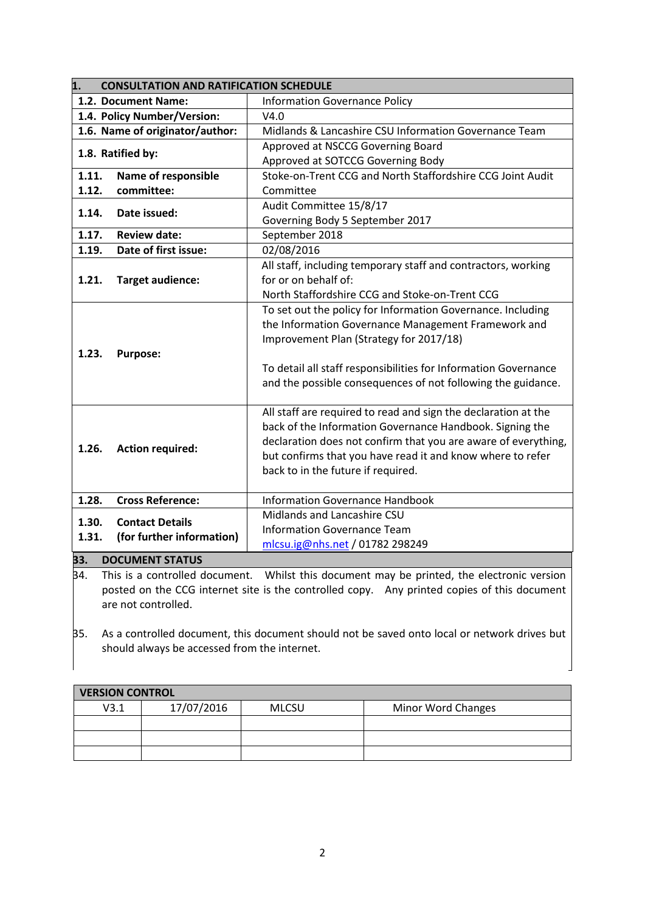| 1. CONSULTATION AND RATIFICATION SCHEDULE | |
|---|---|
| 1.2. Document Name: | Information Governance Policy |
| 1.4. Policy Number/Version: | V4.0 |
| 1.6. Name of originator/author: | Midlands & Lancashire CSU Information Governance Team |
| 1.8. Ratified by: | Approved at NSCCG Governing Board<br>Approved at SOTCCG Governing Body |
| 1.11. 1.12. Name of responsible committee: | Stoke-on-Trent CCG and North Staffordshire CCG Joint Audit Committee |
| 1.14. Date issued: | Audit Committee 15/8/17<br>Governing Body 5 September 2017 |
| 1.17. Review date: | September 2018 |
| 1.19. Date of first issue: | 02/08/2016 |
| 1.21. Target audience: | All staff, including temporary staff and contractors, working for or on behalf of:<br>North Staffordshire CCG and Stoke-on-Trent CCG |
| 1.23. Purpose: | To set out the policy for Information Governance. Including the Information Governance Management Framework and Improvement Plan (Strategy for 2017/18)<br><br>To detail all staff responsibilities for Information Governance and the possible consequences of not following the guidance. |
| 1.26. Action required: | All staff are required to read and sign the declaration at the back of the Information Governance Handbook. Signing the declaration does not confirm that you are aware of everything, but confirms that you have read it and know where to refer back to in the future if required. |
| 1.28. Cross Reference: | Information Governance Handbook |
| 1.30. 1.31. Contact Details (for further information) | Midlands and Lancashire CSU<br>Information Governance Team<br>mlcsu.ig@nhs.net / 01782 298249 |

**33. DOCUMENT STATUS**

34. This is a controlled document. Whilst this document may be printed, the electronic version posted on the CCG internet site is the controlled copy. Any printed copies of this document are not controlled.

35. As a controlled document, this document should not be saved onto local or network drives but should always be accessed from the internet.

| VERSION CONTROL | | | |
|---|---|---|---|
| V3.1 | 17/07/2016 | MLCSU | Minor Word Changes |
| | | | |
| | | | |
| | | | |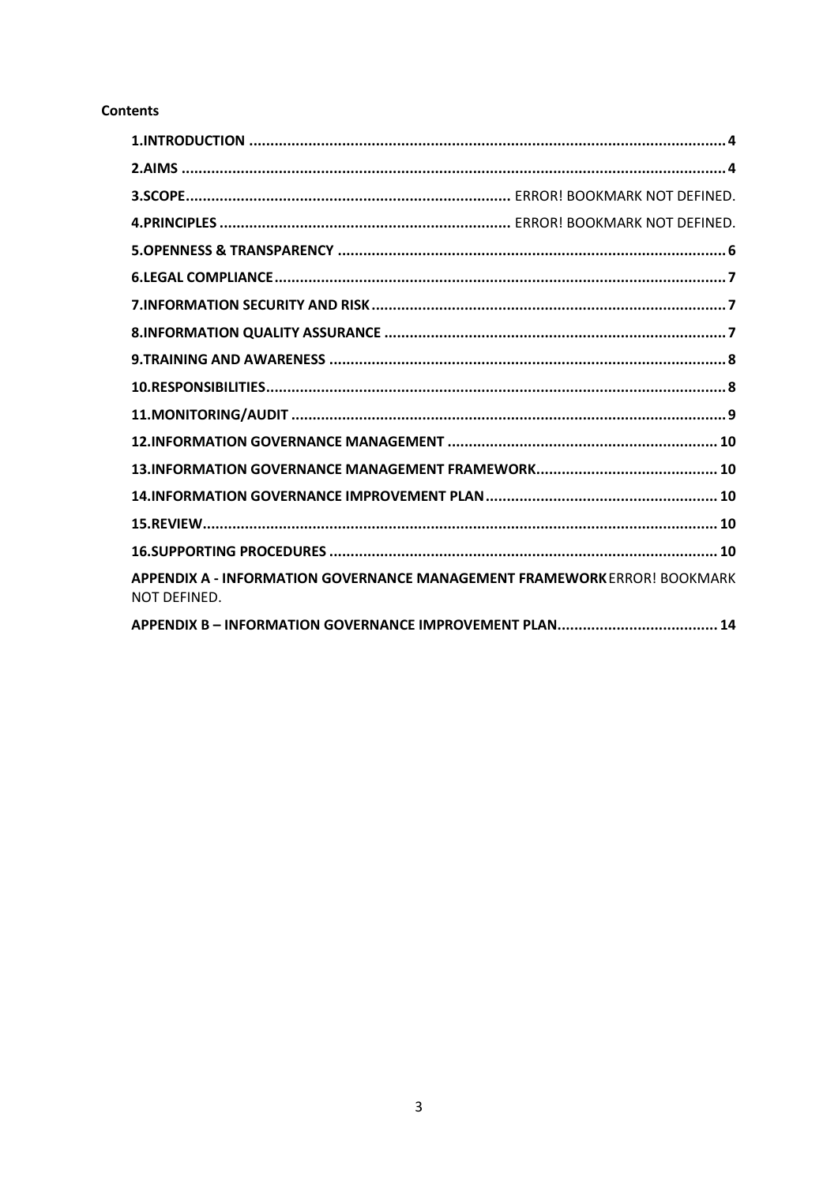**Contents**

**1.INTRODUCTION** ................................................................................................................ **4**

**2.AIMS** ................................................................................................................................ **4**

**3.SCOPE**............................................................................ ERROR! BOOKMARK NOT DEFINED.

**4.PRINCIPLES** ...................................................................... ERROR! BOOKMARK NOT DEFINED.

**5.OPENNESS & TRANSPARENCY** ........................................................................................... **6**

**6.LEGAL COMPLIANCE**.......................................................................................................... **7**

**7.INFORMATION SECURITY AND RISK**.................................................................................... **7**

**8.INFORMATION QUALITY ASSURANCE** ................................................................................ **7**

**9.TRAINING AND AWARENESS** ............................................................................................. **8**

**10.RESPONSIBILITIES**............................................................................................................ **8**

**11.MONITORING/AUDIT** ....................................................................................................... **9**

**12.INFORMATION GOVERNANCE MANAGEMENT** ................................................................ **10**

**13.INFORMATION GOVERNANCE MANAGEMENT FRAMEWORK**........................................... **10**

**14.INFORMATION GOVERNANCE IMPROVEMENT PLAN**....................................................... **10**

**15.REVIEW**.......................................................................................................................... **10**

**16.SUPPORTING PROCEDURES** ........................................................................................... **10**

**APPENDIX A - INFORMATION GOVERNANCE MANAGEMENT FRAMEWORK** ERROR! BOOKMARK NOT DEFINED.

**APPENDIX B – INFORMATION GOVERNANCE IMPROVEMENT PLAN**...................................... **14**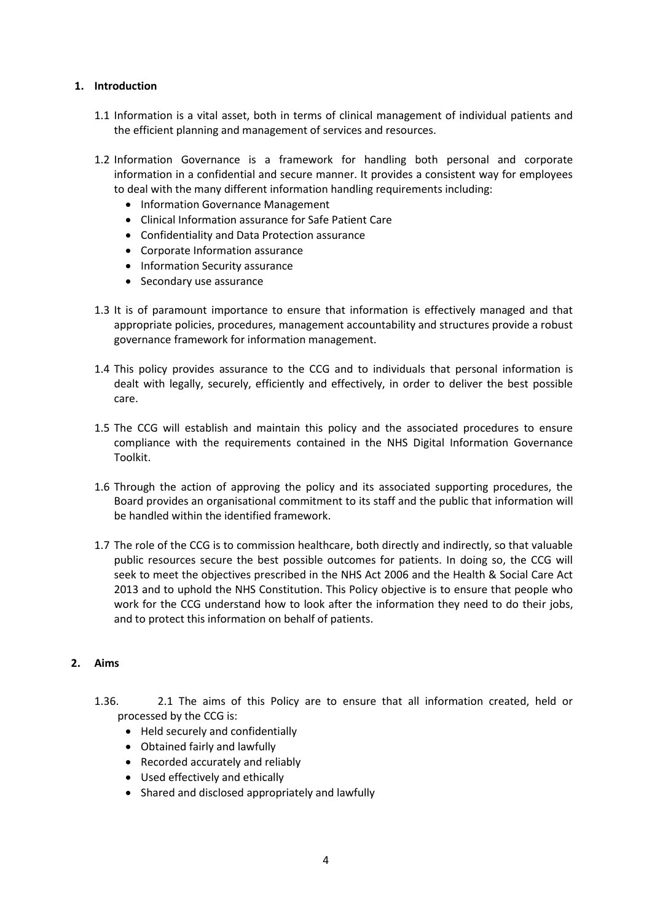## 1. Introduction

1.1 Information is a vital asset, both in terms of clinical management of individual patients and the efficient planning and management of services and resources.

1.2 Information Governance is a framework for handling both personal and corporate information in a confidential and secure manner. It provides a consistent way for employees to deal with the many different information handling requirements including:

- Information Governance Management
- Clinical Information assurance for Safe Patient Care
- Confidentiality and Data Protection assurance
- Corporate Information assurance
- Information Security assurance
- Secondary use assurance

1.3 It is of paramount importance to ensure that information is effectively managed and that appropriate policies, procedures, management accountability and structures provide a robust governance framework for information management.

1.4 This policy provides assurance to the CCG and to individuals that personal information is dealt with legally, securely, efficiently and effectively, in order to deliver the best possible care.

1.5 The CCG will establish and maintain this policy and the associated procedures to ensure compliance with the requirements contained in the NHS Digital Information Governance Toolkit.

1.6 Through the action of approving the policy and its associated supporting procedures, the Board provides an organisational commitment to its staff and the public that information will be handled within the identified framework.

1.7 The role of the CCG is to commission healthcare, both directly and indirectly, so that valuable public resources secure the best possible outcomes for patients. In doing so, the CCG will seek to meet the objectives prescribed in the NHS Act 2006 and the Health & Social Care Act 2013 and to uphold the NHS Constitution. This Policy objective is to ensure that people who work for the CCG understand how to look after the information they need to do their jobs, and to protect this information on behalf of patients.

## 2. Aims

1.36. 2.1 The aims of this Policy are to ensure that all information created, held or processed by the CCG is:

- Held securely and confidentially
- Obtained fairly and lawfully
- Recorded accurately and reliably
- Used effectively and ethically
- Shared and disclosed appropriately and lawfully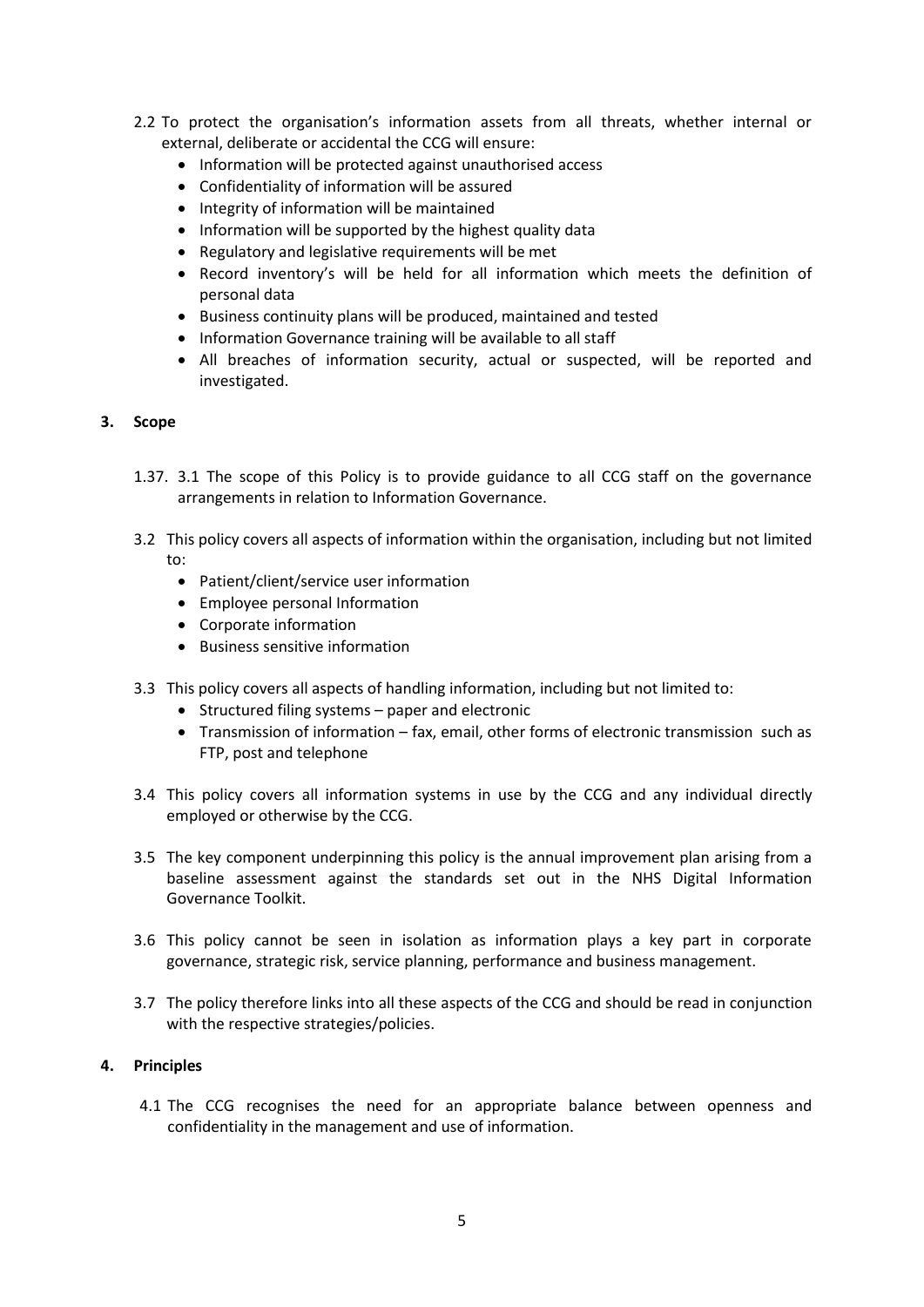2.2 To protect the organisation's information assets from all threats, whether internal or external, deliberate or accidental the CCG will ensure:

- Information will be protected against unauthorised access
- Confidentiality of information will be assured
- Integrity of information will be maintained
- Information will be supported by the highest quality data
- Regulatory and legislative requirements will be met
- Record inventory's will be held for all information which meets the definition of personal data
- Business continuity plans will be produced, maintained and tested
- Information Governance training will be available to all staff
- All breaches of information security, actual or suspected, will be reported and investigated.

## 3. Scope

1.37. 3.1 The scope of this Policy is to provide guidance to all CCG staff on the governance arrangements in relation to Information Governance.

3.2 This policy covers all aspects of information within the organisation, including but not limited to:

- Patient/client/service user information
- Employee personal Information
- Corporate information
- Business sensitive information

3.3 This policy covers all aspects of handling information, including but not limited to:

- Structured filing systems – paper and electronic
- Transmission of information – fax, email, other forms of electronic transmission such as FTP, post and telephone

3.4 This policy covers all information systems in use by the CCG and any individual directly employed or otherwise by the CCG.

3.5 The key component underpinning this policy is the annual improvement plan arising from a baseline assessment against the standards set out in the NHS Digital Information Governance Toolkit.

3.6 This policy cannot be seen in isolation as information plays a key part in corporate governance, strategic risk, service planning, performance and business management.

3.7 The policy therefore links into all these aspects of the CCG and should be read in conjunction with the respective strategies/policies.

## 4. Principles

4.1 The CCG recognises the need for an appropriate balance between openness and confidentiality in the management and use of information.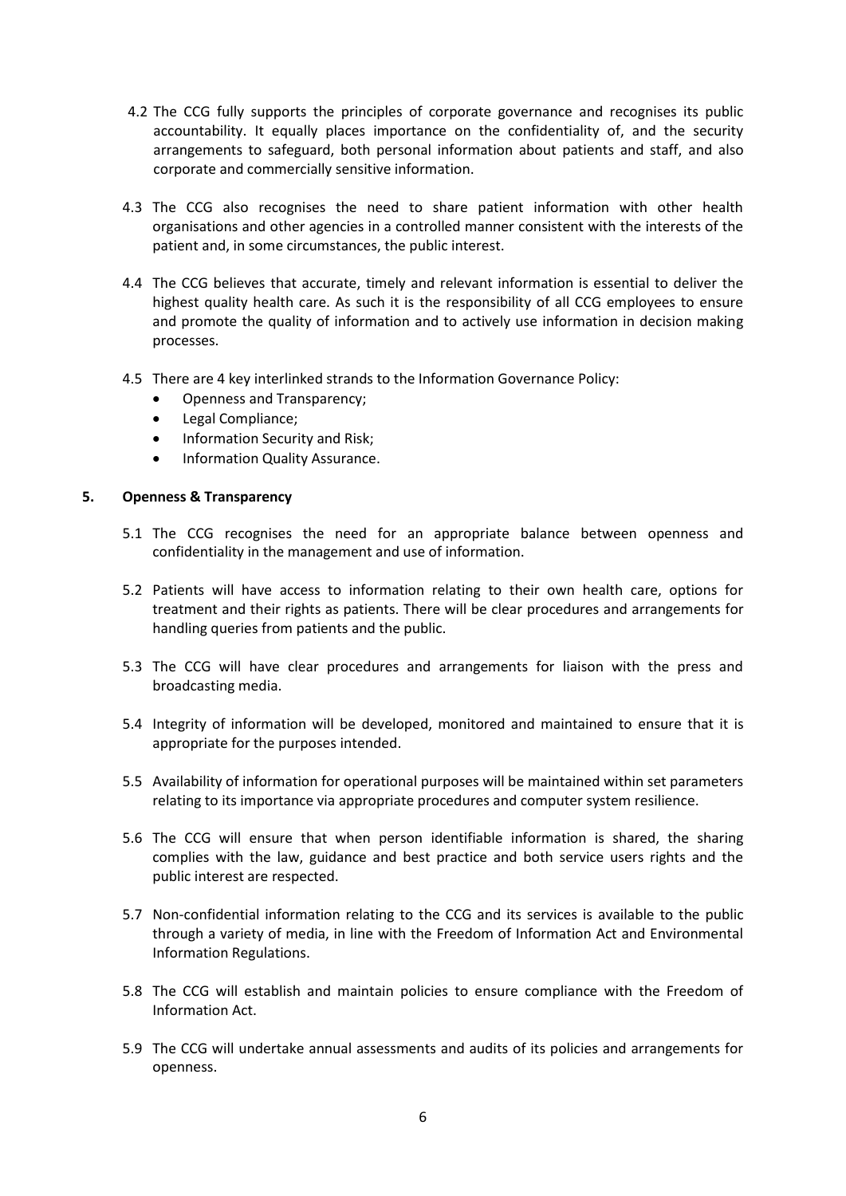4.2 The CCG fully supports the principles of corporate governance and recognises its public accountability. It equally places importance on the confidentiality of, and the security arrangements to safeguard, both personal information about patients and staff, and also corporate and commercially sensitive information.

4.3 The CCG also recognises the need to share patient information with other health organisations and other agencies in a controlled manner consistent with the interests of the patient and, in some circumstances, the public interest.

4.4 The CCG believes that accurate, timely and relevant information is essential to deliver the highest quality health care. As such it is the responsibility of all CCG employees to ensure and promote the quality of information and to actively use information in decision making processes.

4.5 There are 4 key interlinked strands to the Information Governance Policy:

- Openness and Transparency;
- Legal Compliance;
- Information Security and Risk;
- Information Quality Assurance.

## 5. Openness & Transparency

5.1 The CCG recognises the need for an appropriate balance between openness and confidentiality in the management and use of information.

5.2 Patients will have access to information relating to their own health care, options for treatment and their rights as patients. There will be clear procedures and arrangements for handling queries from patients and the public.

5.3 The CCG will have clear procedures and arrangements for liaison with the press and broadcasting media.

5.4 Integrity of information will be developed, monitored and maintained to ensure that it is appropriate for the purposes intended.

5.5 Availability of information for operational purposes will be maintained within set parameters relating to its importance via appropriate procedures and computer system resilience.

5.6 The CCG will ensure that when person identifiable information is shared, the sharing complies with the law, guidance and best practice and both service users rights and the public interest are respected.

5.7 Non-confidential information relating to the CCG and its services is available to the public through a variety of media, in line with the Freedom of Information Act and Environmental Information Regulations.

5.8 The CCG will establish and maintain policies to ensure compliance with the Freedom of Information Act.

5.9 The CCG will undertake annual assessments and audits of its policies and arrangements for openness.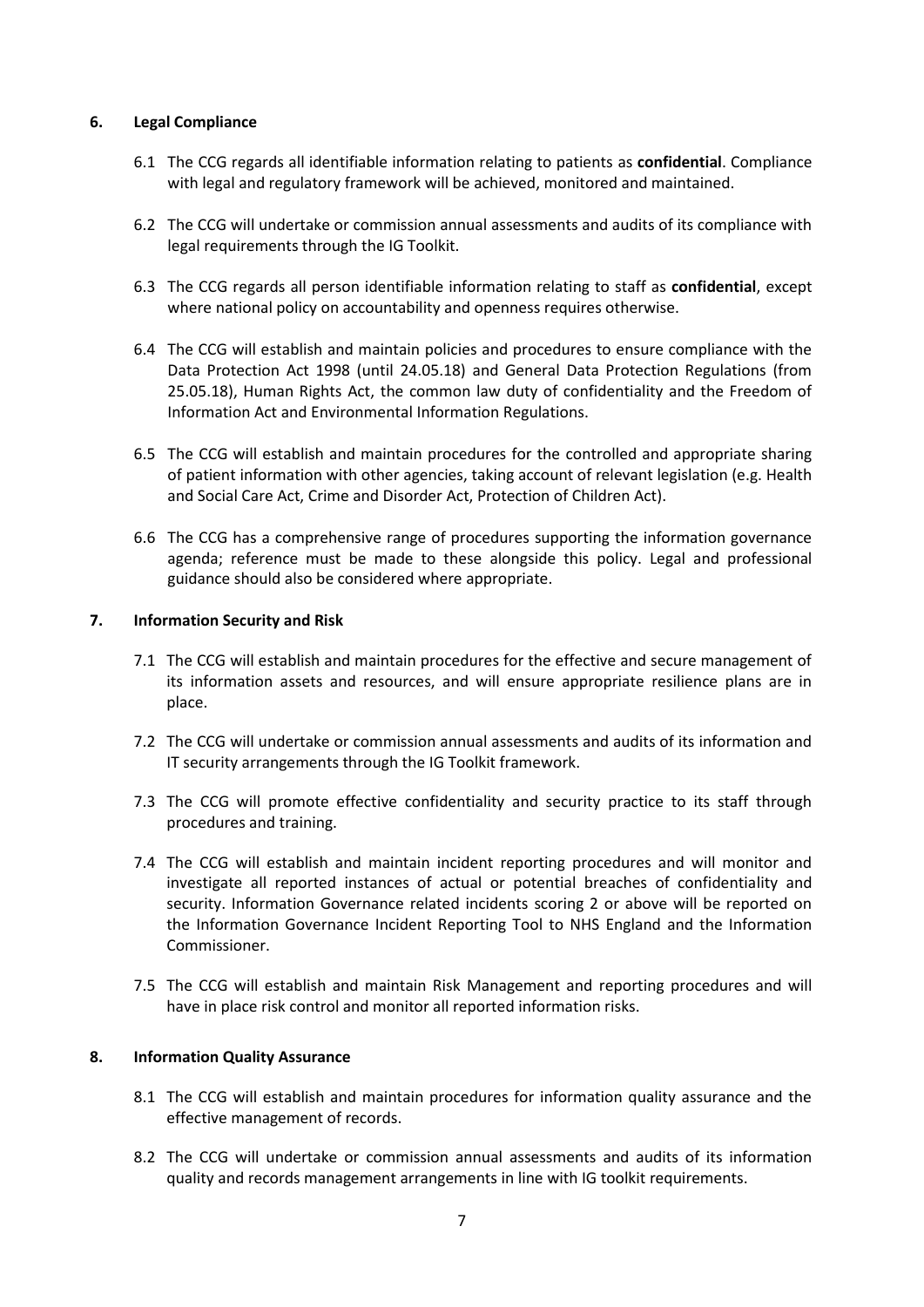## 6. Legal Compliance

6.1 The CCG regards all identifiable information relating to patients as **confidential**. Compliance with legal and regulatory framework will be achieved, monitored and maintained.

6.2 The CCG will undertake or commission annual assessments and audits of its compliance with legal requirements through the IG Toolkit.

6.3 The CCG regards all person identifiable information relating to staff as **confidential**, except where national policy on accountability and openness requires otherwise.

6.4 The CCG will establish and maintain policies and procedures to ensure compliance with the Data Protection Act 1998 (until 24.05.18) and General Data Protection Regulations (from 25.05.18), Human Rights Act, the common law duty of confidentiality and the Freedom of Information Act and Environmental Information Regulations.

6.5 The CCG will establish and maintain procedures for the controlled and appropriate sharing of patient information with other agencies, taking account of relevant legislation (e.g. Health and Social Care Act, Crime and Disorder Act, Protection of Children Act).

6.6 The CCG has a comprehensive range of procedures supporting the information governance agenda; reference must be made to these alongside this policy. Legal and professional guidance should also be considered where appropriate.

## 7. Information Security and Risk

7.1 The CCG will establish and maintain procedures for the effective and secure management of its information assets and resources, and will ensure appropriate resilience plans are in place.

7.2 The CCG will undertake or commission annual assessments and audits of its information and IT security arrangements through the IG Toolkit framework.

7.3 The CCG will promote effective confidentiality and security practice to its staff through procedures and training.

7.4 The CCG will establish and maintain incident reporting procedures and will monitor and investigate all reported instances of actual or potential breaches of confidentiality and security. Information Governance related incidents scoring 2 or above will be reported on the Information Governance Incident Reporting Tool to NHS England and the Information Commissioner.

7.5 The CCG will establish and maintain Risk Management and reporting procedures and will have in place risk control and monitor all reported information risks.

## 8. Information Quality Assurance

8.1 The CCG will establish and maintain procedures for information quality assurance and the effective management of records.

8.2 The CCG will undertake or commission annual assessments and audits of its information quality and records management arrangements in line with IG toolkit requirements.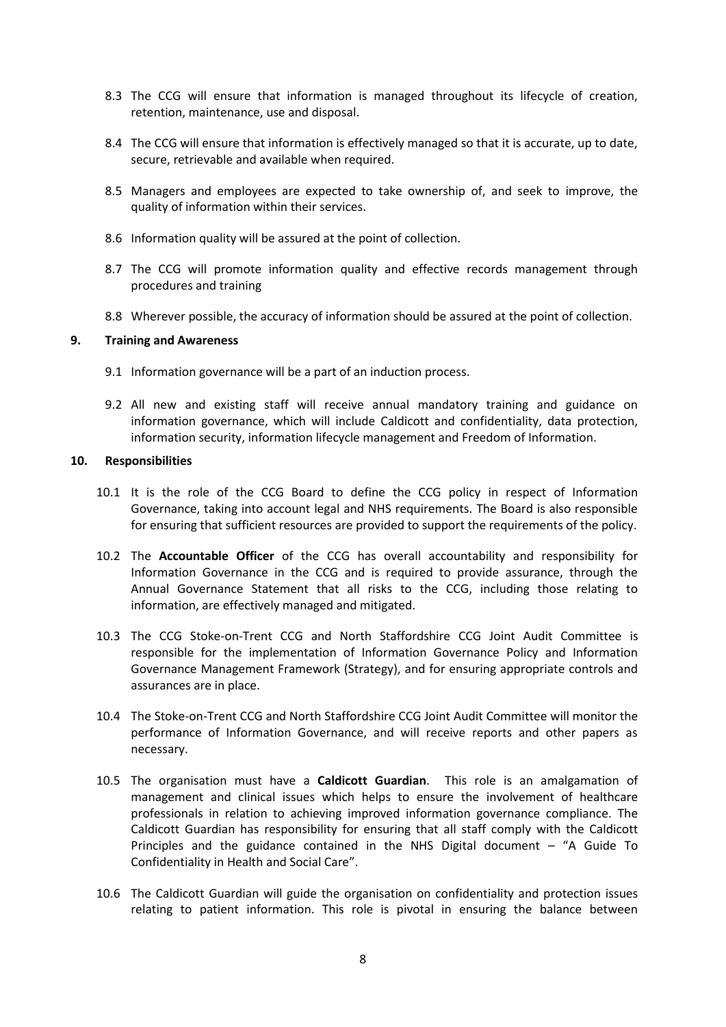8.3 The CCG will ensure that information is managed throughout its lifecycle of creation, retention, maintenance, use and disposal.

8.4 The CCG will ensure that information is effectively managed so that it is accurate, up to date, secure, retrievable and available when required.

8.5 Managers and employees are expected to take ownership of, and seek to improve, the quality of information within their services.

8.6 Information quality will be assured at the point of collection.

8.7 The CCG will promote information quality and effective records management through procedures and training

8.8 Wherever possible, the accuracy of information should be assured at the point of collection.

## 9. Training and Awareness

9.1 Information governance will be a part of an induction process.

9.2 All new and existing staff will receive annual mandatory training and guidance on information governance, which will include Caldicott and confidentiality, data protection, information security, information lifecycle management and Freedom of Information.

## 10. Responsibilities

10.1 It is the role of the CCG Board to define the CCG policy in respect of Information Governance, taking into account legal and NHS requirements. The Board is also responsible for ensuring that sufficient resources are provided to support the requirements of the policy.

10.2 The **Accountable Officer** of the CCG has overall accountability and responsibility for Information Governance in the CCG and is required to provide assurance, through the Annual Governance Statement that all risks to the CCG, including those relating to information, are effectively managed and mitigated.

10.3 The CCG Stoke-on-Trent CCG and North Staffordshire CCG Joint Audit Committee is responsible for the implementation of Information Governance Policy and Information Governance Management Framework (Strategy), and for ensuring appropriate controls and assurances are in place.

10.4 The Stoke-on-Trent CCG and North Staffordshire CCG Joint Audit Committee will monitor the performance of Information Governance, and will receive reports and other papers as necessary.

10.5 The organisation must have a **Caldicott Guardian**. This role is an amalgamation of management and clinical issues which helps to ensure the involvement of healthcare professionals in relation to achieving improved information governance compliance. The Caldicott Guardian has responsibility for ensuring that all staff comply with the Caldicott Principles and the guidance contained in the NHS Digital document – "A Guide To Confidentiality in Health and Social Care".

10.6 The Caldicott Guardian will guide the organisation on confidentiality and protection issues relating to patient information. This role is pivotal in ensuring the balance between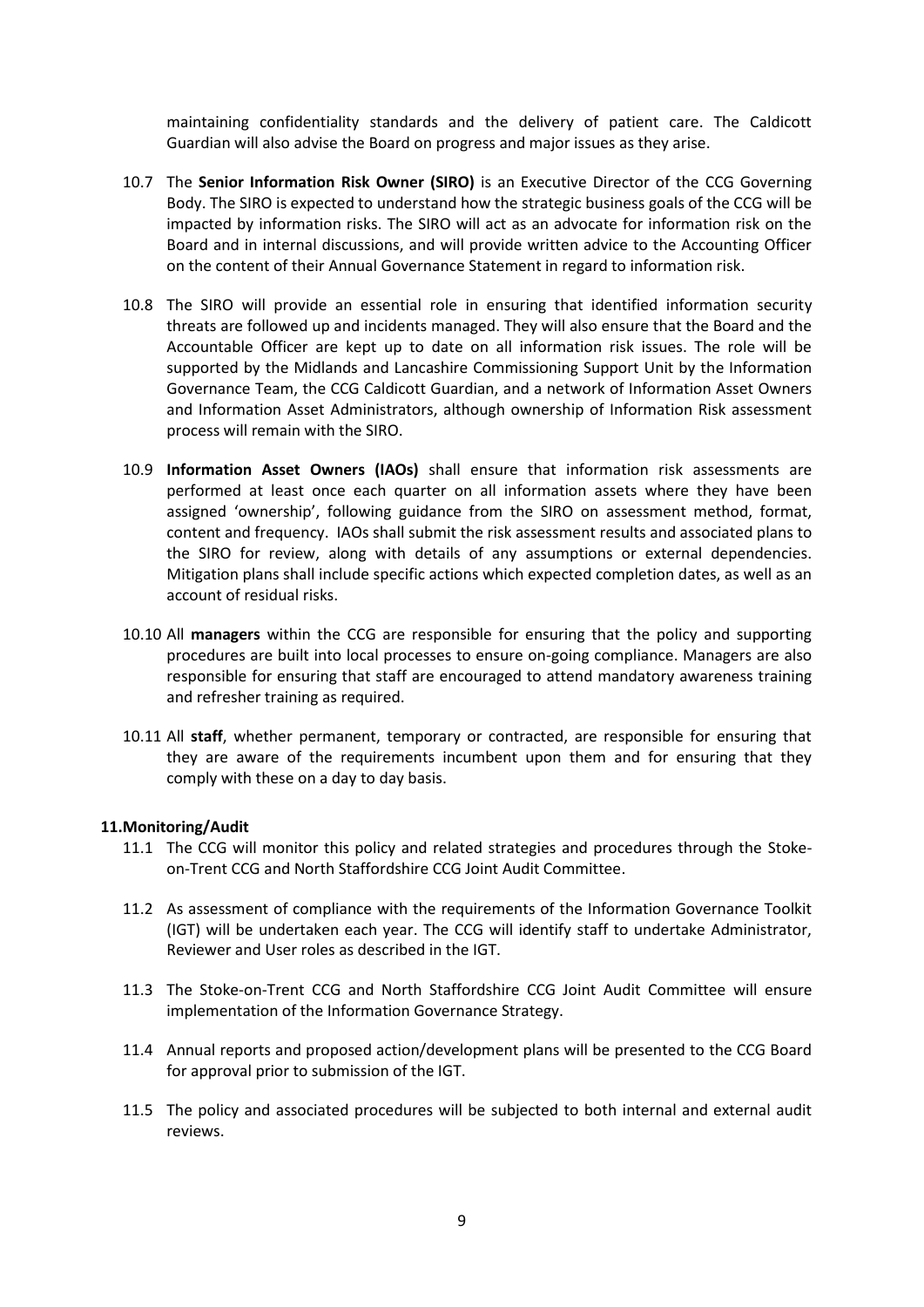maintaining confidentiality standards and the delivery of patient care. The Caldicott Guardian will also advise the Board on progress and major issues as they arise.

10.7 The **Senior Information Risk Owner (SIRO)** is an Executive Director of the CCG Governing Body. The SIRO is expected to understand how the strategic business goals of the CCG will be impacted by information risks. The SIRO will act as an advocate for information risk on the Board and in internal discussions, and will provide written advice to the Accounting Officer on the content of their Annual Governance Statement in regard to information risk.

10.8 The SIRO will provide an essential role in ensuring that identified information security threats are followed up and incidents managed. They will also ensure that the Board and the Accountable Officer are kept up to date on all information risk issues. The role will be supported by the Midlands and Lancashire Commissioning Support Unit by the Information Governance Team, the CCG Caldicott Guardian, and a network of Information Asset Owners and Information Asset Administrators, although ownership of Information Risk assessment process will remain with the SIRO.

10.9 **Information Asset Owners (IAOs)** shall ensure that information risk assessments are performed at least once each quarter on all information assets where they have been assigned 'ownership', following guidance from the SIRO on assessment method, format, content and frequency. IAOs shall submit the risk assessment results and associated plans to the SIRO for review, along with details of any assumptions or external dependencies. Mitigation plans shall include specific actions which expected completion dates, as well as an account of residual risks.

10.10 All **managers** within the CCG are responsible for ensuring that the policy and supporting procedures are built into local processes to ensure on-going compliance. Managers are also responsible for ensuring that staff are encouraged to attend mandatory awareness training and refresher training as required.

10.11 All **staff**, whether permanent, temporary or contracted, are responsible for ensuring that they are aware of the requirements incumbent upon them and for ensuring that they comply with these on a day to day basis.

## 11. Monitoring/Audit

11.1 The CCG will monitor this policy and related strategies and procedures through the Stoke-on-Trent CCG and North Staffordshire CCG Joint Audit Committee.

11.2 As assessment of compliance with the requirements of the Information Governance Toolkit (IGT) will be undertaken each year. The CCG will identify staff to undertake Administrator, Reviewer and User roles as described in the IGT.

11.3 The Stoke-on-Trent CCG and North Staffordshire CCG Joint Audit Committee will ensure implementation of the Information Governance Strategy.

11.4 Annual reports and proposed action/development plans will be presented to the CCG Board for approval prior to submission of the IGT.

11.5 The policy and associated procedures will be subjected to both internal and external audit reviews.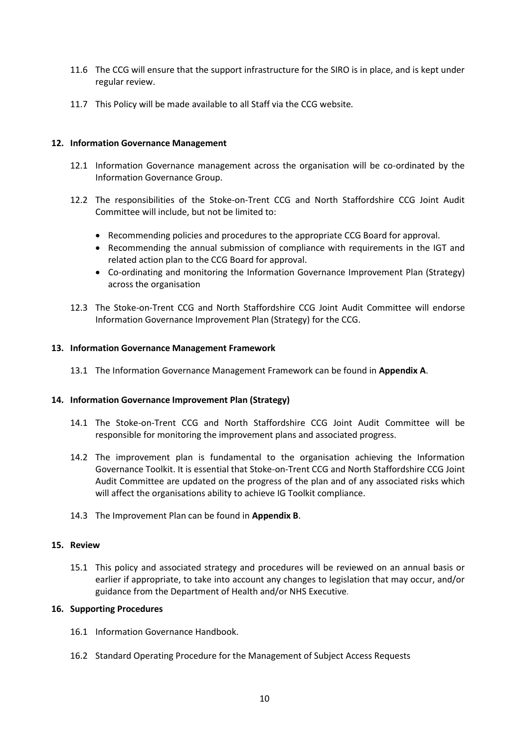11.6 The CCG will ensure that the support infrastructure for the SIRO is in place, and is kept under regular review.

11.7 This Policy will be made available to all Staff via the CCG website.

## 12. Information Governance Management

12.1 Information Governance management across the organisation will be co-ordinated by the Information Governance Group.

12.2 The responsibilities of the Stoke-on-Trent CCG and North Staffordshire CCG Joint Audit Committee will include, but not be limited to:

- Recommending policies and procedures to the appropriate CCG Board for approval.
- Recommending the annual submission of compliance with requirements in the IGT and related action plan to the CCG Board for approval.
- Co-ordinating and monitoring the Information Governance Improvement Plan (Strategy) across the organisation

12.3 The Stoke-on-Trent CCG and North Staffordshire CCG Joint Audit Committee will endorse Information Governance Improvement Plan (Strategy) for the CCG.

## 13. Information Governance Management Framework

13.1 The Information Governance Management Framework can be found in **Appendix A**.

## 14. Information Governance Improvement Plan (Strategy)

14.1 The Stoke-on-Trent CCG and North Staffordshire CCG Joint Audit Committee will be responsible for monitoring the improvement plans and associated progress.

14.2 The improvement plan is fundamental to the organisation achieving the Information Governance Toolkit. It is essential that Stoke-on-Trent CCG and North Staffordshire CCG Joint Audit Committee are updated on the progress of the plan and of any associated risks which will affect the organisations ability to achieve IG Toolkit compliance.

14.3 The Improvement Plan can be found in **Appendix B**.

## 15. Review

15.1 This policy and associated strategy and procedures will be reviewed on an annual basis or earlier if appropriate, to take into account any changes to legislation that may occur, and/or guidance from the Department of Health and/or NHS Executive.

## 16. Supporting Procedures

16.1 Information Governance Handbook.

16.2 Standard Operating Procedure for the Management of Subject Access Requests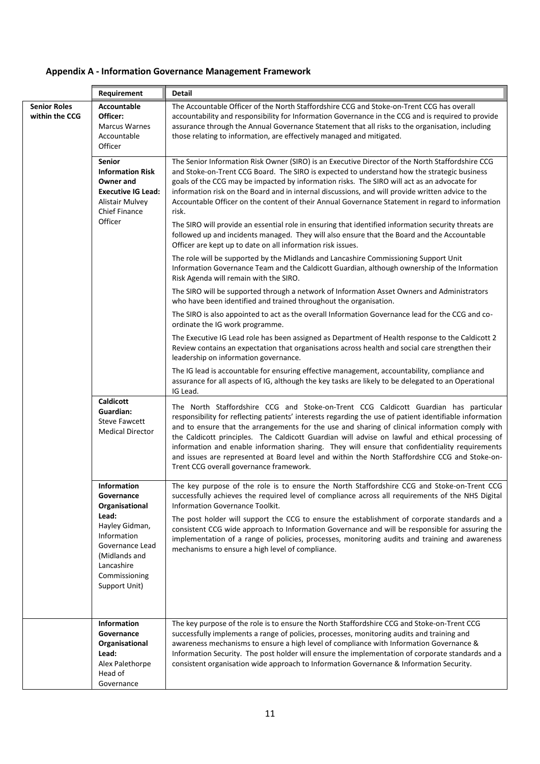## Appendix A - Information Governance Management Framework

| | Requirement | Detail |
|---|---|---|
| **Senior Roles within the CCG** | **Accountable Officer:** Marcus Warnes Accountable Officer | The Accountable Officer of the North Staffordshire CCG and Stoke-on-Trent CCG has overall accountability and responsibility for Information Governance in the CCG and is required to provide assurance through the Annual Governance Statement that all risks to the organisation, including those relating to information, are effectively managed and mitigated. |
| | **Senior Information Risk Owner and Executive IG Lead:** Alistair Mulvey Chief Finance Officer | The Senior Information Risk Owner (SIRO) is an Executive Director of the North Staffordshire CCG and Stoke-on-Trent CCG Board. The SIRO is expected to understand how the strategic business goals of the CCG may be impacted by information risks. The SIRO will act as an advocate for information risk on the Board and in internal discussions, and will provide written advice to the Accountable Officer on the content of their Annual Governance Statement in regard to information risk.<br><br>The SIRO will provide an essential role in ensuring that identified information security threats are followed up and incidents managed. They will also ensure that the Board and the Accountable Officer are kept up to date on all information risk issues.<br><br>The role will be supported by the Midlands and Lancashire Commissioning Support Unit Information Governance Team and the Caldicott Guardian, although ownership of the Information Risk Agenda will remain with the SIRO.<br><br>The SIRO will be supported through a network of Information Asset Owners and Administrators who have been identified and trained throughout the organisation.<br><br>The SIRO is also appointed to act as the overall Information Governance lead for the CCG and co-ordinate the IG work programme.<br><br>The Executive IG Lead role has been assigned as Department of Health response to the Caldicott 2 Review contains an expectation that organisations across health and social care strengthen their leadership on information governance.<br><br>The IG lead is accountable for ensuring effective management, accountability, compliance and assurance for all aspects of IG, although the key tasks are likely to be delegated to an Operational IG Lead. |
| | **Caldicott Guardian:** Steve Fawcett Medical Director | The North Staffordshire CCG and Stoke-on-Trent CCG Caldicott Guardian has particular responsibility for reflecting patients' interests regarding the use of patient identifiable information and to ensure that the arrangements for the use and sharing of clinical information comply with the Caldicott principles. The Caldicott Guardian will advise on lawful and ethical processing of information and enable information sharing. They will ensure that confidentiality requirements and issues are represented at Board level and within the North Staffordshire CCG and Stoke-on-Trent CCG overall governance framework. |
| | **Information Governance Organisational Lead:** Hayley Gidman, Information Governance Lead (Midlands and Lancashire Commissioning Support Unit) | The key purpose of the role is to ensure the North Staffordshire CCG and Stoke-on-Trent CCG successfully achieves the required level of compliance across all requirements of the NHS Digital Information Governance Toolkit.<br><br>The post holder will support the CCG to ensure the establishment of corporate standards and a consistent CCG wide approach to Information Governance and will be responsible for assuring the implementation of a range of policies, processes, monitoring audits and training and awareness mechanisms to ensure a high level of compliance. |
| | **Information Governance Organisational Lead:** Alex Palethorpe Head of Governance | The key purpose of the role is to ensure the North Staffordshire CCG and Stoke-on-Trent CCG successfully implements a range of policies, processes, monitoring audits and training and awareness mechanisms to ensure a high level of compliance with Information Governance & Information Security. The post holder will ensure the implementation of corporate standards and a consistent organisation wide approach to Information Governance & Information Security. |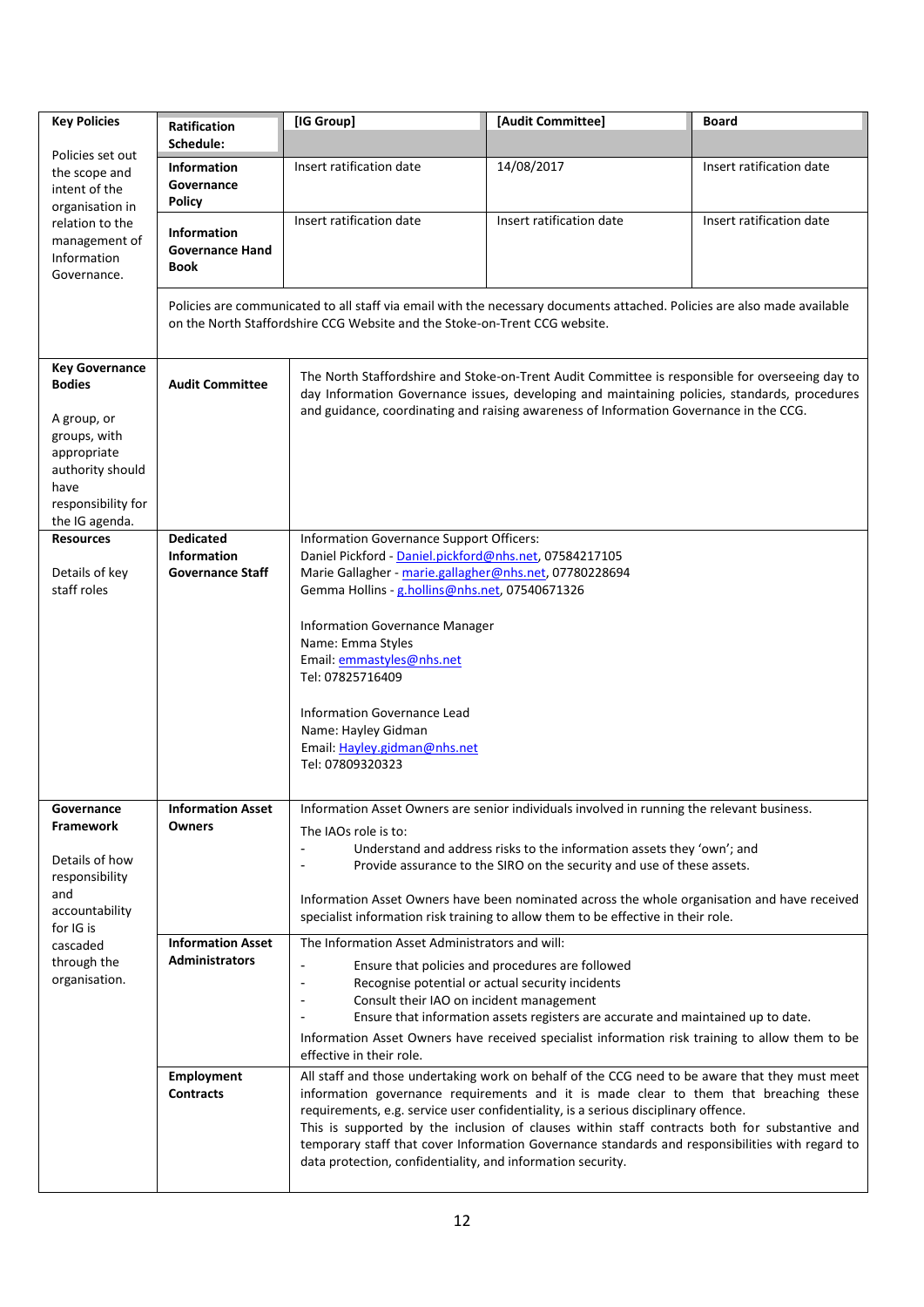| | | | | |
|---|---|---|---|---|
| **Key Policies**<br><br>Policies set out the scope and intent of the organisation in relation to the management of Information Governance. | **Ratification Schedule:** | **[IG Group]** | **[Audit Committee]** | **Board** |
| | **Information Governance Policy** | Insert ratification date | 14/08/2017 | Insert ratification date |
| | **Information Governance Hand Book** | Insert ratification date | Insert ratification date | Insert ratification date |
| | Policies are communicated to all staff via email with the necessary documents attached. Policies are also made available on the North Staffordshire CCG Website and the Stoke-on-Trent CCG website. | | | |
| **Key Governance Bodies**<br><br>A group, or groups, with appropriate authority should have responsibility for the IG agenda. | **Audit Committee** | The North Staffordshire and Stoke-on-Trent Audit Committee is responsible for overseeing day to day Information Governance issues, developing and maintaining policies, standards, procedures and guidance, coordinating and raising awareness of Information Governance in the CCG. | | |
| **Resources**<br><br>Details of key staff roles | **Dedicated Information Governance Staff** | Information Governance Support Officers:<br>Daniel Pickford - Daniel.pickford@nhs.net, 07584217105<br>Marie Gallagher - marie.gallagher@nhs.net, 07780228694<br>Gemma Hollins - g.hollins@nhs.net, 07540671326<br><br>Information Governance Manager<br>Name: Emma Styles<br>Email: emmastyles@nhs.net<br>Tel: 07825716409<br><br>Information Governance Lead<br>Name: Hayley Gidman<br>Email: Hayley.gidman@nhs.net<br>Tel: 07809320323 | | |
| **Governance Framework**<br><br>Details of how responsibility and accountability for IG is cascaded through the organisation. | **Information Asset Owners** | Information Asset Owners are senior individuals involved in running the relevant business.<br>The IAOs role is to:<br>- Understand and address risks to the information assets they 'own'; and<br>- Provide assurance to the SIRO on the security and use of these assets.<br><br>Information Asset Owners have been nominated across the whole organisation and have received specialist information risk training to allow them to be effective in their role. | | |
| | **Information Asset Administrators** | The Information Asset Administrators and will:<br>- Ensure that policies and procedures are followed<br>- Recognise potential or actual security incidents<br>- Consult their IAO on incident management<br>- Ensure that information assets registers are accurate and maintained up to date.<br><br>Information Asset Owners have received specialist information risk training to allow them to be effective in their role. | | |
| | **Employment Contracts** | All staff and those undertaking work on behalf of the CCG need to be aware that they must meet information governance requirements and it is made clear to them that breaching these requirements, e.g. service user confidentiality, is a serious disciplinary offence.<br>This is supported by the inclusion of clauses within staff contracts both for substantive and temporary staff that cover Information Governance standards and responsibilities with regard to data protection, confidentiality, and information security. | | |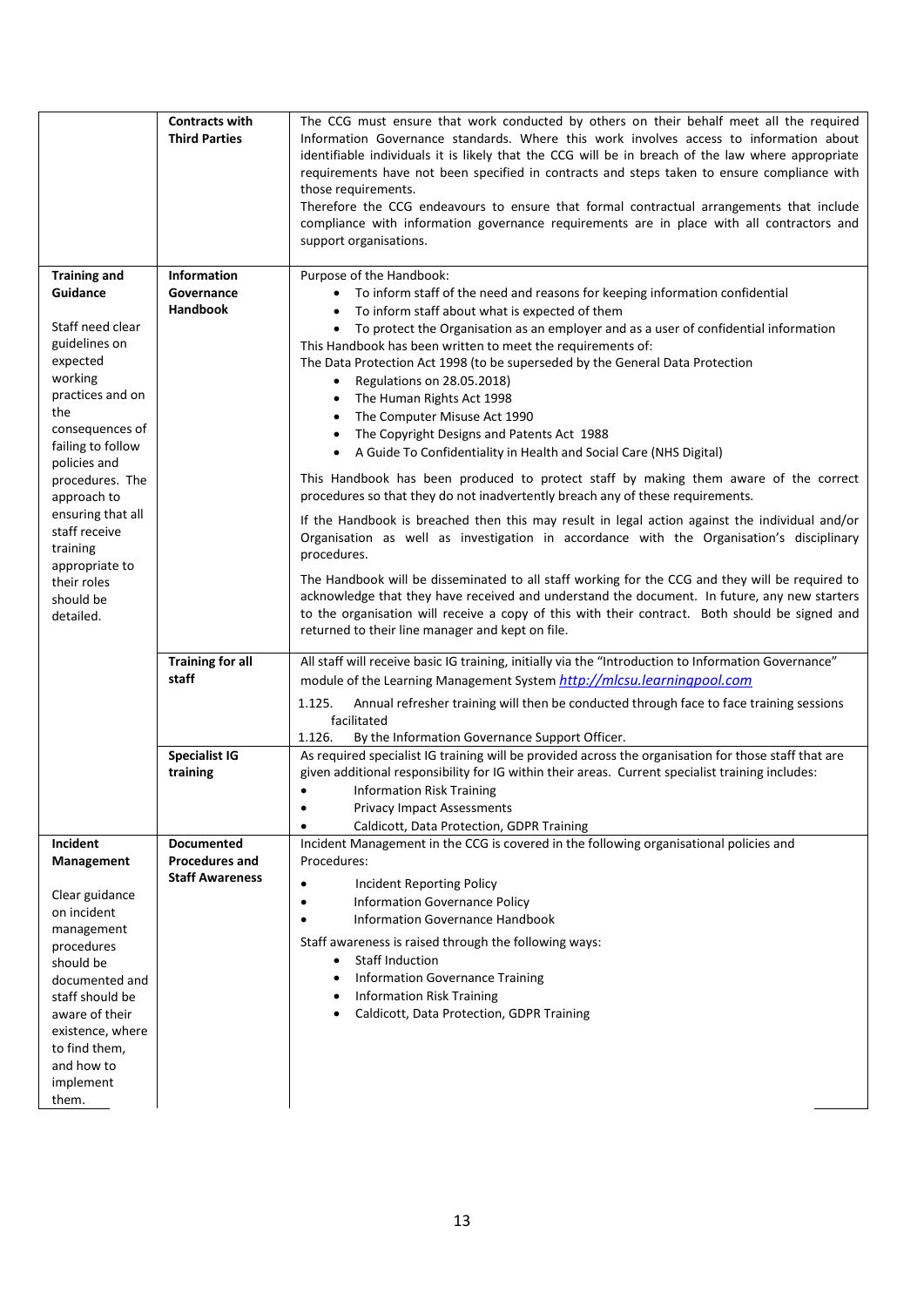| | | |
|---|---|---|
| | **Contracts with Third Parties** | The CCG must ensure that work conducted by others on their behalf meet all the required Information Governance standards. Where this work involves access to information about identifiable individuals it is likely that the CCG will be in breach of the law where appropriate requirements have not been specified in contracts and steps taken to ensure compliance with those requirements.<br>Therefore the CCG endeavours to ensure that formal contractual arrangements that include compliance with information governance requirements are in place with all contractors and support organisations. |
| **Training and Guidance**<br><br>Staff need clear guidelines on expected working practices and on the consequences of failing to follow policies and procedures. The approach to ensuring that all staff receive training appropriate to their roles should be detailed. | **Information Governance Handbook** | Purpose of the Handbook:<br>• To inform staff of the need and reasons for keeping information confidential<br>• To inform staff about what is expected of them<br>• To protect the Organisation as an employer and as a user of confidential information<br>This Handbook has been written to meet the requirements of:<br>The Data Protection Act 1998 (to be superseded by the General Data Protection<br>• Regulations on 28.05.2018)<br>• The Human Rights Act 1998<br>• The Computer Misuse Act 1990<br>• The Copyright Designs and Patents Act 1988<br>• A Guide To Confidentiality in Health and Social Care (NHS Digital)<br><br>This Handbook has been produced to protect staff by making them aware of the correct procedures so that they do not inadvertently breach any of these requirements.<br><br>If the Handbook is breached then this may result in legal action against the individual and/or Organisation as well as investigation in accordance with the Organisation's disciplinary procedures.<br><br>The Handbook will be disseminated to all staff working for the CCG and they will be required to acknowledge that they have received and understand the document. In future, any new starters to the organisation will receive a copy of this with their contract. Both should be signed and returned to their line manager and kept on file. |
| | **Training for all staff** | All staff will receive basic IG training, initially via the "Introduction to Information Governance" module of the Learning Management System *http://mlcsu.learningpool.com*<br>1.125. Annual refresher training will then be conducted through face to face training sessions facilitated<br>1.126. By the Information Governance Support Officer. |
| | **Specialist IG training** | As required specialist IG training will be provided across the organisation for those staff that are given additional responsibility for IG within their areas. Current specialist training includes:<br>• Information Risk Training<br>• Privacy Impact Assessments<br>• Caldicott, Data Protection, GDPR Training |
| **Incident Management**<br><br>Clear guidance on incident management procedures should be documented and staff should be aware of their existence, where to find them, and how to implement them. | **Documented Procedures and Staff Awareness** | Incident Management in the CCG is covered in the following organisational policies and Procedures:<br>• Incident Reporting Policy<br>• Information Governance Policy<br>• Information Governance Handbook<br><br>Staff awareness is raised through the following ways:<br>• Staff Induction<br>• Information Governance Training<br>• Information Risk Training<br>• Caldicott, Data Protection, GDPR Training |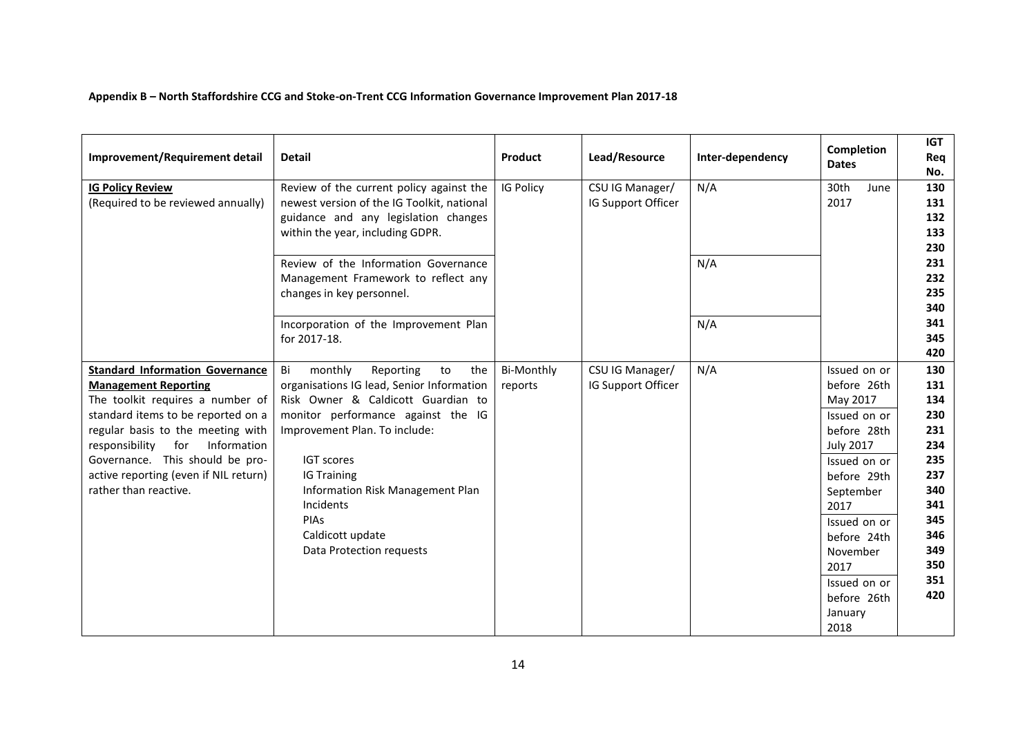**Appendix B – North Staffordshire CCG and Stoke-on-Trent CCG Information Governance Improvement Plan 2017-18**

| Improvement/Requirement detail | Detail | Product | Lead/Resource | Inter-dependency | Completion Dates | IGT Req No. |
|---|---|---|---|---|---|---|
| **IG Policy Review**<br>(Required to be reviewed annually) | Review of the current policy against the newest version of the IG Toolkit, national guidance and any legislation changes within the year, including GDPR. | IG Policy | CSU IG Manager/ IG Support Officer | N/A | 30th June 2017 | 130<br>131<br>132<br>133<br>230<br>231<br>232<br>235<br>340<br>341<br>345<br>420 |
| | Review of the Information Governance Management Framework to reflect any changes in key personnel. | | | N/A | | |
| | Incorporation of the Improvement Plan for 2017-18. | | | N/A | | |
| **Standard Information Governance Management Reporting**<br>The toolkit requires a number of standard items to be reported on a regular basis to the meeting with responsibility for Information Governance. This should be pro-active reporting (even if NIL return) rather than reactive. | Bi monthly Reporting to the organisations IG lead, Senior Information Risk Owner & Caldicott Guardian to monitor performance against the IG Improvement Plan. To include:<br>IGT scores<br>IG Training<br>Information Risk Management Plan<br>Incidents<br>PIAs<br>Caldicott update<br>Data Protection requests | Bi-Monthly reports | CSU IG Manager/ IG Support Officer | N/A | Issued on or before 26th May 2017<br>Issued on or before 28th July 2017<br>Issued on or before 29th September 2017<br>Issued on or before 24th November 2017<br>Issued on or before 26th January 2018 | 130<br>131<br>134<br>230<br>231<br>234<br>235<br>237<br>340<br>341<br>345<br>346<br>349<br>350<br>351<br>420 |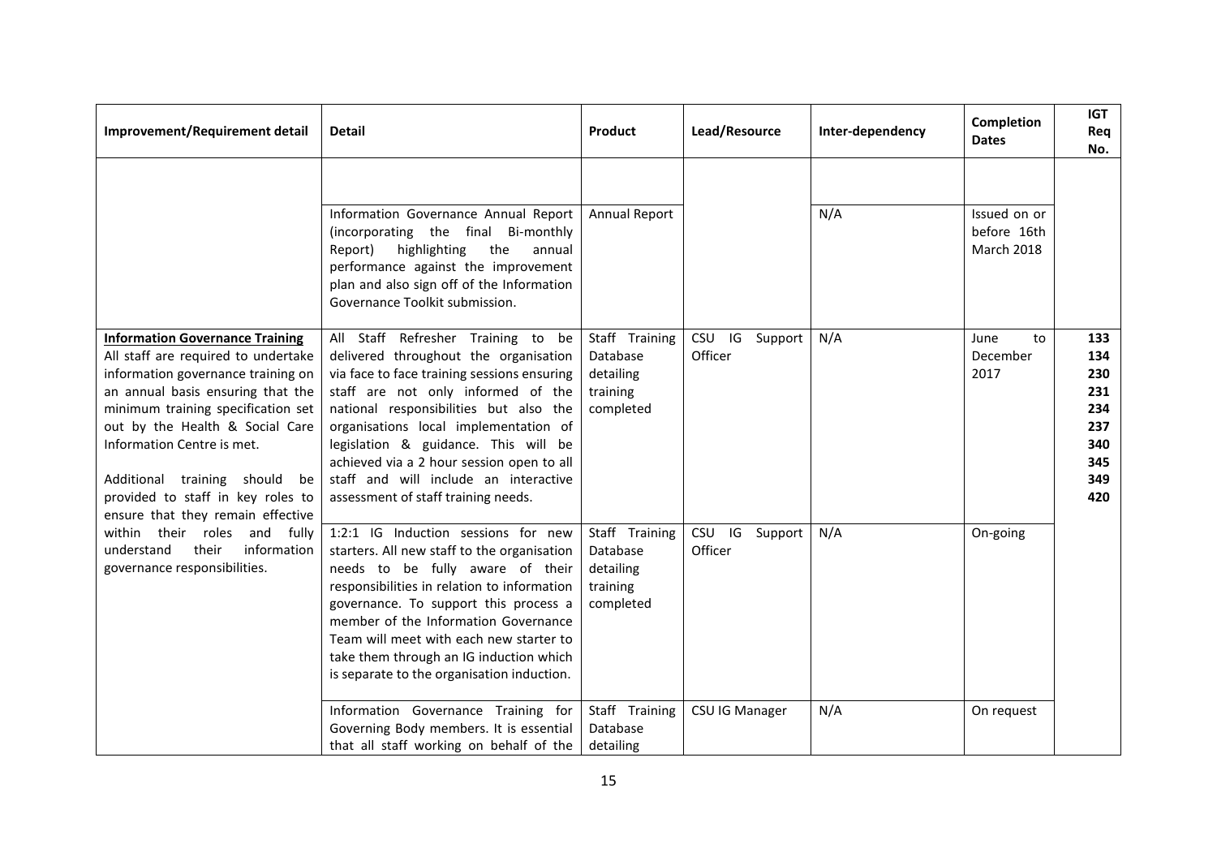| Improvement/Requirement detail | Detail | Product | Lead/Resource | Inter-dependency | Completion Dates | IGT Req No. |
|---|---|---|---|---|---|---|
| | | | | | | |
| | Information Governance Annual Report (incorporating the final Bi-monthly Report) highlighting the annual performance against the improvement plan and also sign off of the Information Governance Toolkit submission. | Annual Report | | N/A | Issued on or before 16th March 2018 | |
| **Information Governance Training**<br>All staff are required to undertake information governance training on an annual basis ensuring that the minimum training specification set out by the Health & Social Care Information Centre is met.<br><br>Additional training should be provided to staff in key roles to ensure that they remain effective within their roles and fully understand their information governance responsibilities. | All Staff Refresher Training to be delivered throughout the organisation via face to face training sessions ensuring staff are not only informed of the national responsibilities but also the organisations local implementation of legislation & guidance. This will be achieved via a 2 hour session open to all staff and will include an interactive assessment of staff training needs. | Staff Training Database detailing training completed | CSU IG Support Officer | N/A | June to December 2017 | **133**<br>**134**<br>**230**<br>**231**<br>**234**<br>**237**<br>**340**<br>**345**<br>**349**<br>**420** |
| | 1:2:1 IG Induction sessions for new starters. All new staff to the organisation needs to be fully aware of their responsibilities in relation to information governance. To support this process a member of the Information Governance Team will meet with each new starter to take them through an IG induction which is separate to the organisation induction. | Staff Training Database detailing training completed | CSU IG Support Officer | N/A | On-going | |
| | Information Governance Training for Governing Body members. It is essential that all staff working on behalf of the | Staff Training Database detailing | CSU IG Manager | N/A | On request | |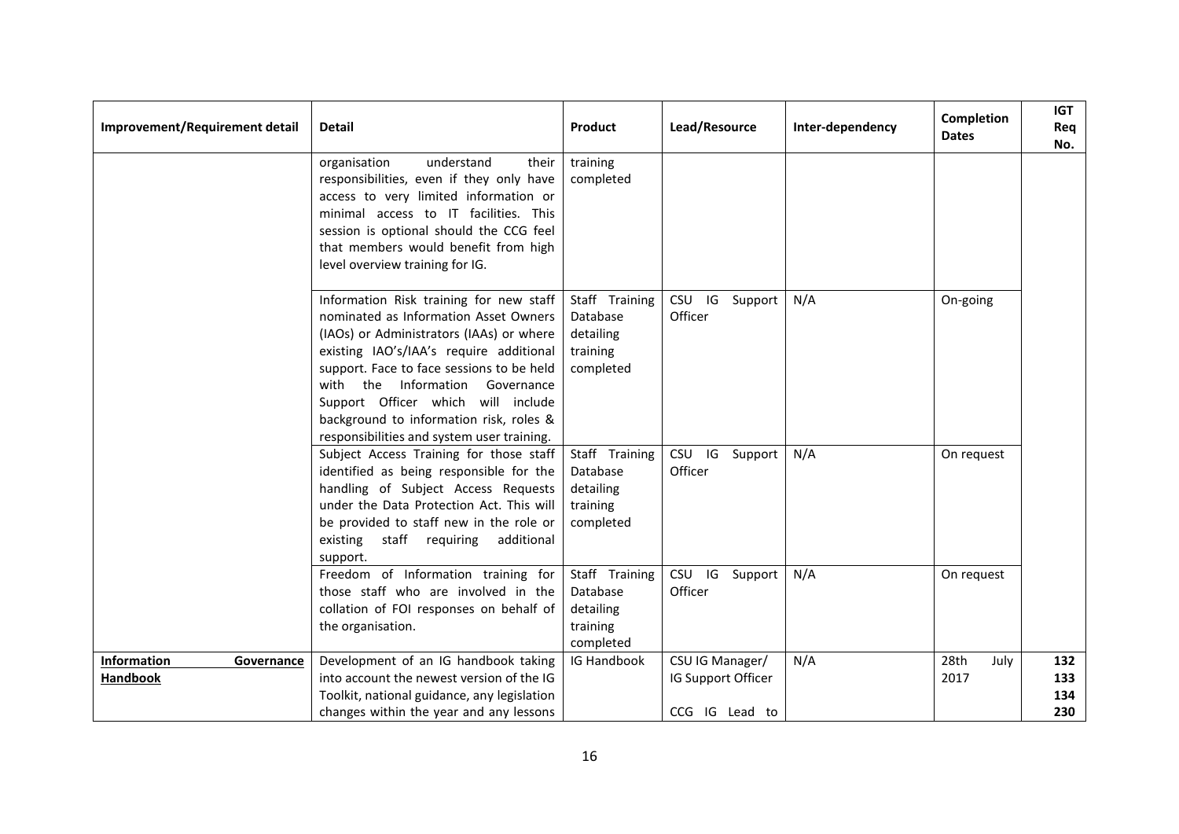| Improvement/Requirement detail | Detail | Product | Lead/Resource | Inter-dependency | Completion Dates | IGT Req No. |
|---|---|---|---|---|---|---|
| | organisation understand their responsibilities, even if they only have access to very limited information or minimal access to IT facilities. This session is optional should the CCG feel that members would benefit from high level overview training for IG. | training completed | | | | |
| | Information Risk training for new staff nominated as Information Asset Owners (IAOs) or Administrators (IAAs) or where existing IAO's/IAA's require additional support. Face to face sessions to be held with the Information Governance Support Officer which will include background to information risk, roles & responsibilities and system user training. | Staff Training Database detailing training completed | CSU IG Support Officer | N/A | On-going | |
| | Subject Access Training for those staff identified as being responsible for the handling of Subject Access Requests under the Data Protection Act. This will be provided to staff new in the role or existing staff requiring additional support. | Staff Training Database detailing training completed | CSU IG Support Officer | N/A | On request | |
| | Freedom of Information training for those staff who are involved in the collation of FOI responses on behalf of the organisation. | Staff Training Database detailing training completed | CSU IG Support Officer | N/A | On request | |
| **Information Governance Handbook** | Development of an IG handbook taking into account the newest version of the IG Toolkit, national guidance, any legislation changes within the year and any lessons | IG Handbook | CSU IG Manager/ IG Support Officer<br><br>CCG IG Lead to | N/A | 28th July 2017 | **132**<br>**133**<br>**134**<br>**230** |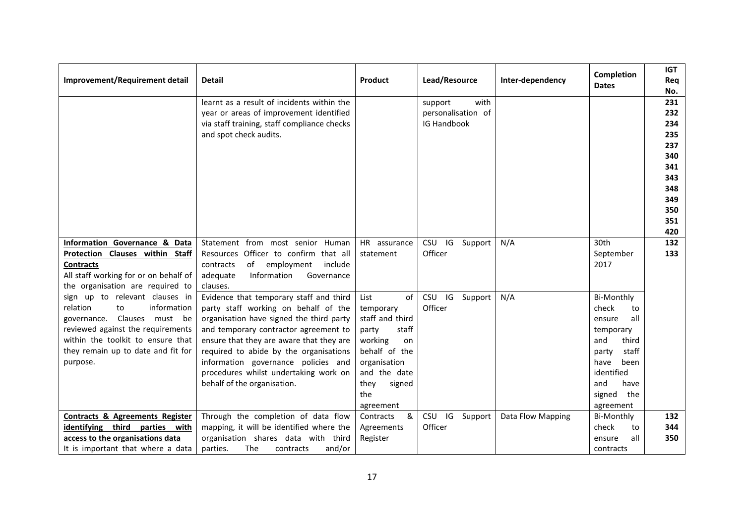| Improvement/Requirement detail | Detail | Product | Lead/Resource | Inter-dependency | Completion Dates | IGT Req No. |
|---|---|---|---|---|---|---|
| | learnt as a result of incidents within the year or areas of improvement identified via staff training, staff compliance checks and spot check audits. | | support with personalisation of IG Handbook | | | 231 232 234 235 237 340 341 343 348 349 350 351 420 |
| **Information Governance & Data Protection Clauses within Staff Contracts** All staff working for or on behalf of the organisation are required to sign up to relevant clauses in relation to information governance. Clauses must be reviewed against the requirements within the toolkit to ensure that they remain up to date and fit for purpose. | Statement from most senior Human Resources Officer to confirm that all contracts of employment include adequate Information Governance clauses. | HR assurance statement | CSU IG Support Officer | N/A | 30th September 2017 | 132 133 |
| | Evidence that temporary staff and third party staff working on behalf of the organisation have signed the third party and temporary contractor agreement to ensure that they are aware that they are required to abide by the organisations information governance policies and procedures whilst undertaking work on behalf of the organisation. | List of temporary staff and third party staff working on behalf of the organisation and the date they signed the agreement | CSU IG Support Officer | N/A | Bi-Monthly check to ensure all temporary and third party staff have been identified and have signed the agreement | |
| **Contracts & Agreements Register identifying third parties with access to the organisations data** It is important that where a data | Through the completion of data flow mapping, it will be identified where the organisation shares data with third parties. The contracts and/or | Contracts & Agreements Register | CSU IG Support Officer | Data Flow Mapping | Bi-Monthly check to ensure all contracts | 132 344 350 |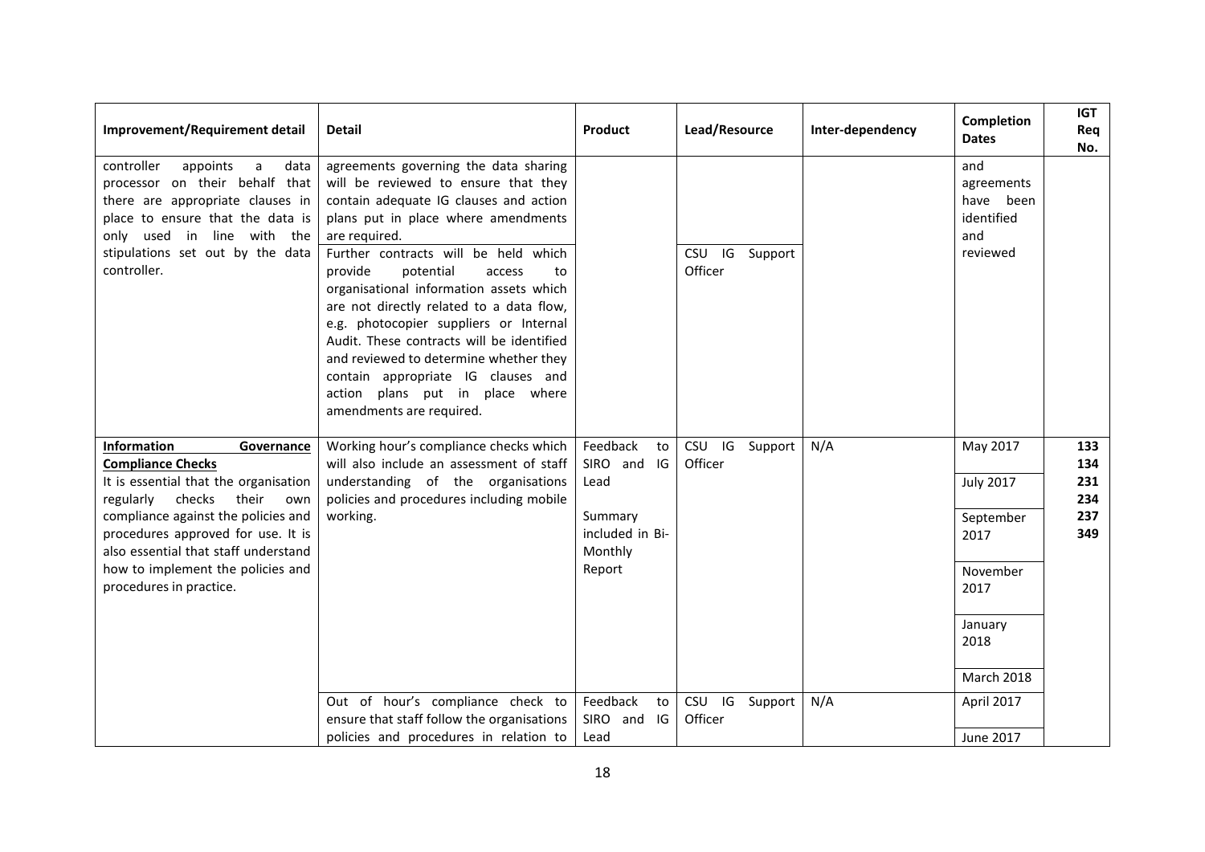| Improvement/Requirement detail | Detail | Product | Lead/Resource | Inter-dependency | Completion Dates | IGT Req No. |
|---|---|---|---|---|---|---|
| controller appoints a data processor on their behalf that there are appropriate clauses in place to ensure that the data is only used in line with the stipulations set out by the data controller. | agreements governing the data sharing will be reviewed to ensure that they contain adequate IG clauses and action plans put in place where amendments are required. | | | | and agreements have been identified and reviewed | |
| | Further contracts will be held which provide potential access to organisational information assets which are not directly related to a data flow, e.g. photocopier suppliers or Internal Audit. These contracts will be identified and reviewed to determine whether they contain appropriate IG clauses and action plans put in place where amendments are required. | | CSU IG Support Officer | | | |
| **Information Governance Compliance Checks** It is essential that the organisation regularly checks their own compliance against the policies and procedures approved for use. It is also essential that staff understand how to implement the policies and procedures in practice. | Working hour's compliance checks which will also include an assessment of staff understanding of the organisations policies and procedures including mobile working. | Feedback to SIRO and IG Lead<br><br>Summary included in Bi-Monthly Report | CSU IG Support Officer | N/A | May 2017<br><br>July 2017<br><br>September 2017<br><br>November 2017<br><br>January 2018<br><br>March 2018 | **133**<br>**134**<br>**231**<br>**234**<br>**237**<br>**349** |
| | Out of hour's compliance check to ensure that staff follow the organisations policies and procedures in relation to | Feedback to SIRO and IG Lead | CSU IG Support Officer | N/A | April 2017<br><br>June 2017 | |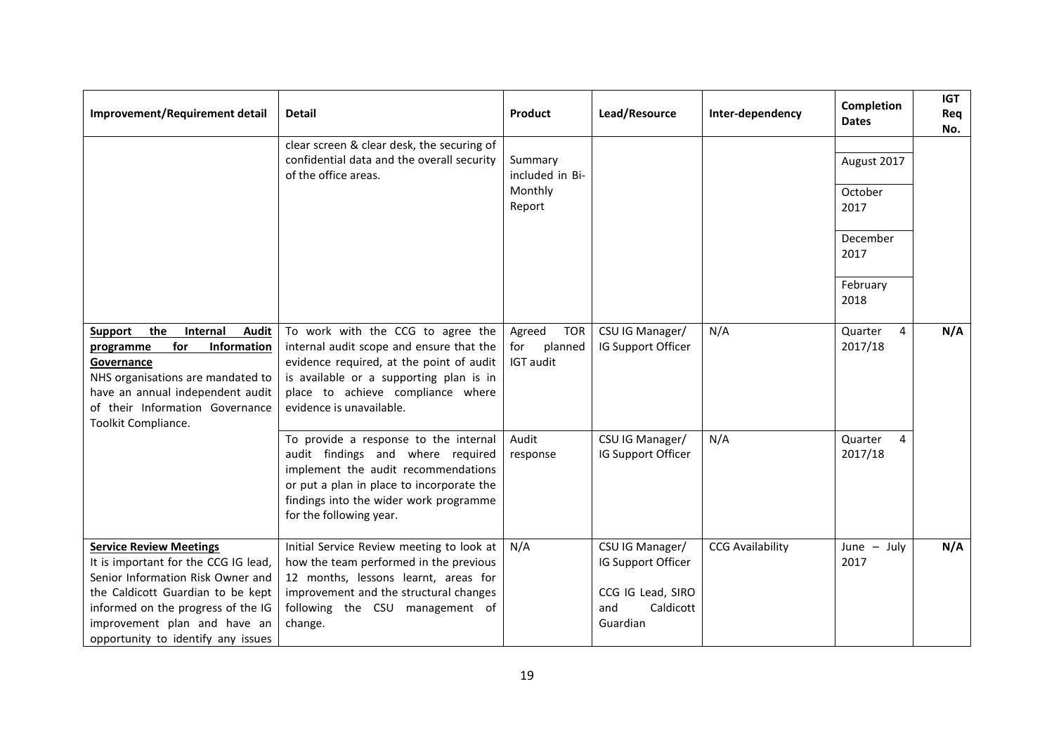| Improvement/Requirement detail | Detail | Product | Lead/Resource | Inter-dependency | Completion Dates | IGT Req No. |
|---|---|---|---|---|---|---|
| | clear screen & clear desk, the securing of confidential data and the overall security of the office areas. | Summary included in Bi-Monthly Report | | | August 2017<br>October 2017<br>December 2017<br>February 2018 | |
| **Support the Internal Audit programme for Information Governance**<br>NHS organisations are mandated to have an annual independent audit of their Information Governance Toolkit Compliance. | To work with the CCG to agree the internal audit scope and ensure that the evidence required, at the point of audit is available or a supporting plan is in place to achieve compliance where evidence is unavailable. | Agreed TOR for planned IGT audit | CSU IG Manager/ IG Support Officer | N/A | Quarter 4 2017/18 | **N/A** |
| | To provide a response to the internal audit findings and where required implement the audit recommendations or put a plan in place to incorporate the findings into the wider work programme for the following year. | Audit response | CSU IG Manager/ IG Support Officer | N/A | Quarter 4 2017/18 | |
| **Service Review Meetings**<br>It is important for the CCG IG lead, Senior Information Risk Owner and the Caldicott Guardian to be kept informed on the progress of the IG improvement plan and have an opportunity to identify any issues | Initial Service Review meeting to look at how the team performed in the previous 12 months, lessons learnt, areas for improvement and the structural changes following the CSU management of change. | N/A | CSU IG Manager/ IG Support Officer<br><br>CCG IG Lead, SIRO and Caldicott Guardian | CCG Availability | June – July 2017 | **N/A** |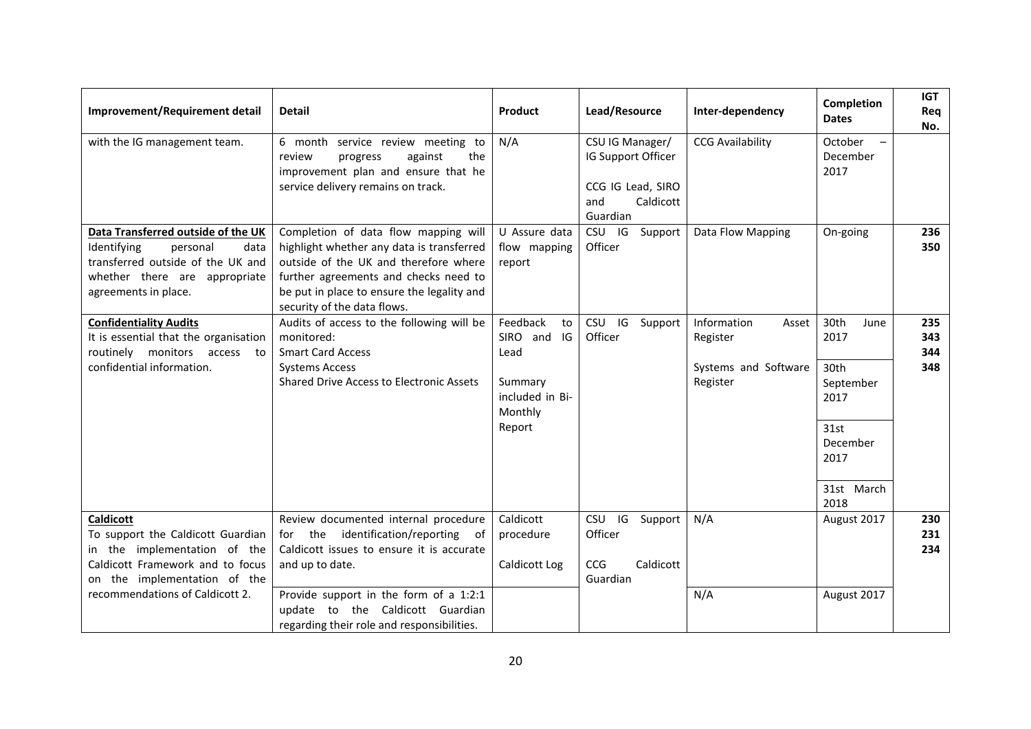| Improvement/Requirement detail | Detail | Product | Lead/Resource | Inter-dependency | Completion Dates | IGT Req No. |
|---|---|---|---|---|---|---|
| with the IG management team. | 6 month service review meeting to review progress against the improvement plan and ensure that he service delivery remains on track. | N/A | CSU IG Manager/ IG Support Officer<br><br>CCG IG Lead, SIRO and Caldicott Guardian | CCG Availability | October – December 2017 | |
| **Data Transferred outside of the UK**<br>Identifying personal data transferred outside of the UK and whether there are appropriate agreements in place. | Completion of data flow mapping will highlight whether any data is transferred outside of the UK and therefore where further agreements and checks need to be put in place to ensure the legality and security of the data flows. | U Assure data flow mapping report | CSU IG Support Officer | Data Flow Mapping | On-going | **236**<br>**350** |
| **Confidentiality Audits**<br>It is essential that the organisation routinely monitors access to confidential information. | Audits of access to the following will be monitored:<br>Smart Card Access<br>Systems Access<br>Shared Drive Access to Electronic Assets | Feedback to SIRO and IG Lead<br><br>Summary included in Bi-Monthly Report | CSU IG Support Officer | Information Asset Register<br><br>Systems and Software Register | 30th June 2017<br><br>30th September 2017<br><br>31st December 2017<br><br>31st March 2018 | **235**<br>**343**<br>**344**<br>**348** |
| **Caldicott**<br>To support the Caldicott Guardian in the implementation of the Caldicott Framework and to focus on the implementation of the recommendations of Caldicott 2. | Review documented internal procedure for the identification/reporting of Caldicott issues to ensure it is accurate and up to date. | Caldicott procedure<br><br>Caldicott Log | CSU IG Support Officer<br><br>CCG Caldicott Guardian | N/A | August 2017 | **230**<br>**231**<br>**234** |
| | Provide support in the form of a 1:2:1 update to the Caldicott Guardian regarding their role and responsibilities. | | | N/A | August 2017 | |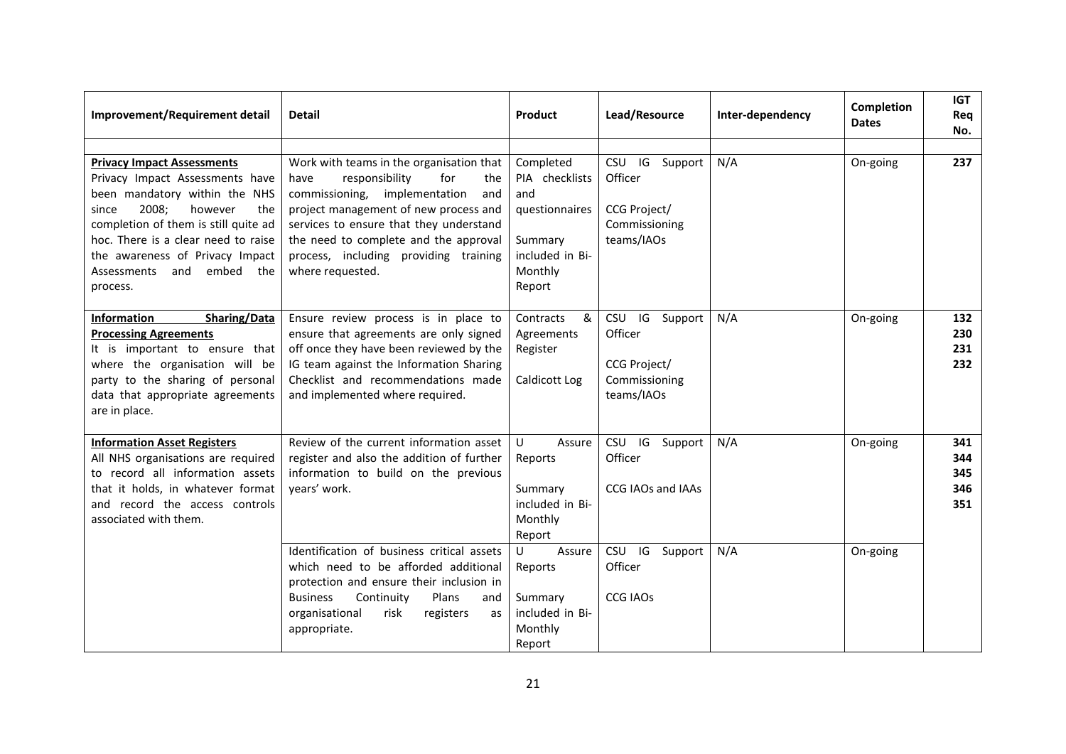| Improvement/Requirement detail | Detail | Product | Lead/Resource | Inter-dependency | Completion Dates | IGT Req No. |
|---|---|---|---|---|---|---|
| | | | | | | |
| **Privacy Impact Assessments** Privacy Impact Assessments have been mandatory within the NHS since 2008; however the completion of them is still quite ad hoc. There is a clear need to raise the awareness of Privacy Impact Assessments and embed the process. | Work with teams in the organisation that have responsibility for the commissioning, implementation and project management of new process and services to ensure that they understand the need to complete and the approval process, including providing training where requested. | Completed PIA checklists and questionnaires<br><br>Summary included in Bi-Monthly Report | CSU IG Support Officer<br><br>CCG Project/ Commissioning teams/IAOs | N/A | On-going | **237** |
| **Information Sharing/Data Processing Agreements** It is important to ensure that where the organisation will be party to the sharing of personal data that appropriate agreements are in place. | Ensure review process is in place to ensure that agreements are only signed off once they have been reviewed by the IG team against the Information Sharing Checklist and recommendations made and implemented where required. | Contracts & Agreements Register<br><br>Caldicott Log | CSU IG Support Officer<br><br>CCG Project/ Commissioning teams/IAOs | N/A | On-going | **132 230 231 232** |
| **Information Asset Registers** All NHS organisations are required to record all information assets that it holds, in whatever format and record the access controls associated with them. | Review of the current information asset register and also the addition of further information to build on the previous years' work. | U Assure Reports<br><br>Summary included in Bi-Monthly Report | CSU IG Support Officer<br><br>CCG IAOs and IAAs | N/A | On-going | **341 344 345 346 351** |
| | Identification of business critical assets which need to be afforded additional protection and ensure their inclusion in Business Continuity Plans and organisational risk registers as appropriate. | U Assure Reports<br><br>Summary included in Bi-Monthly Report | CSU IG Support Officer<br><br>CCG IAOs | N/A | On-going | |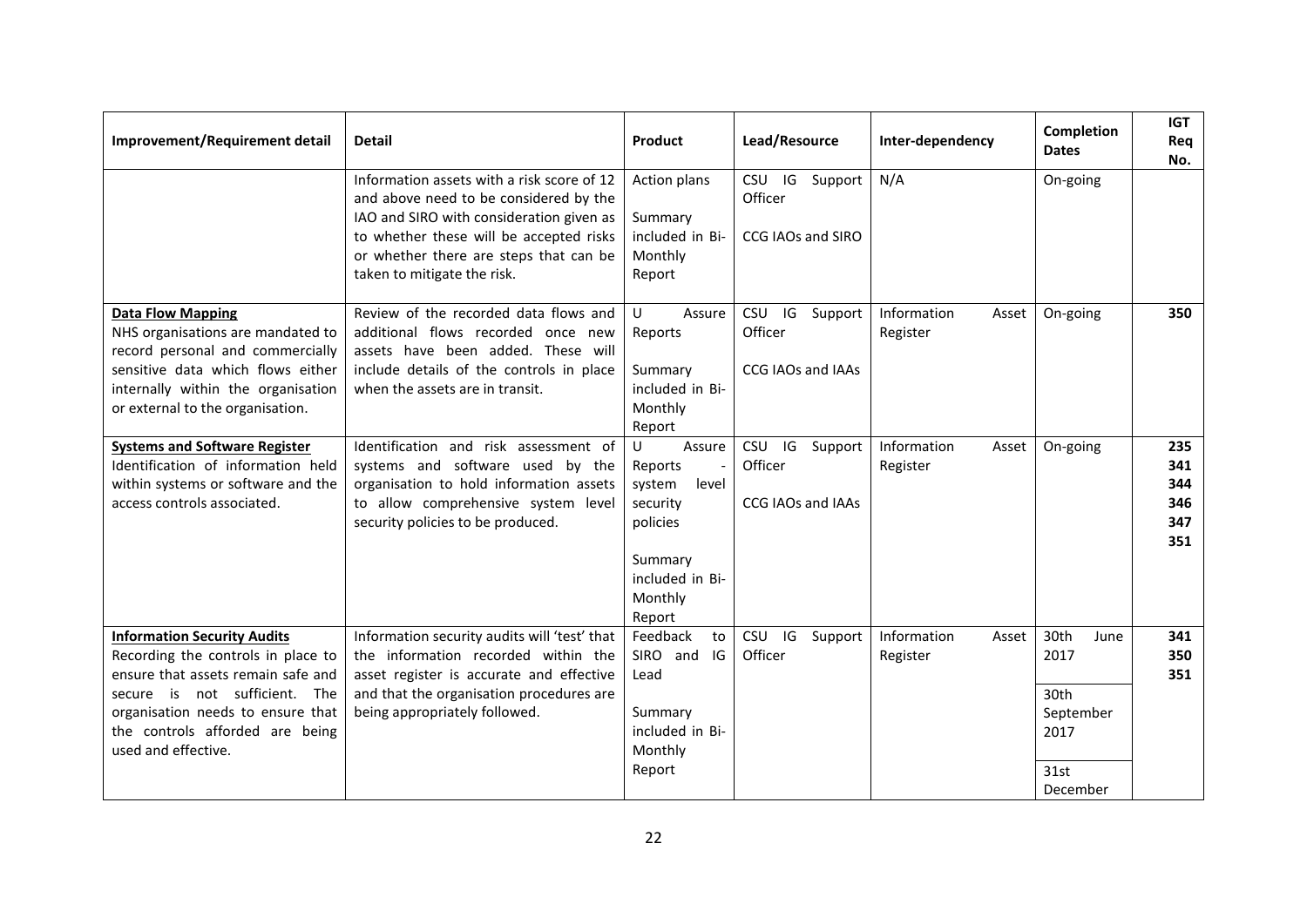| Improvement/Requirement detail | Detail | Product | Lead/Resource | Inter-dependency | Completion Dates | IGT Req No. |
|---|---|---|---|---|---|---|
| | Information assets with a risk score of 12 and above need to be considered by the IAO and SIRO with consideration given as to whether these will be accepted risks or whether there are steps that can be taken to mitigate the risk. | Action plans<br><br>Summary included in Bi-Monthly Report | CSU IG Support Officer<br><br>CCG IAOs and SIRO | N/A | On-going | |
| **Data Flow Mapping**<br>NHS organisations are mandated to record personal and commercially sensitive data which flows either internally within the organisation or external to the organisation. | Review of the recorded data flows and additional flows recorded once new assets have been added. These will include details of the controls in place when the assets are in transit. | U Assure Reports<br><br>Summary included in Bi-Monthly Report | CSU IG Support Officer<br><br>CCG IAOs and IAAs | Information Asset Register | On-going | 350 |
| **Systems and Software Register**<br>Identification of information held within systems or software and the access controls associated. | Identification and risk assessment of systems and software used by the organisation to hold information assets to allow comprehensive system level security policies to be produced. | U Assure Reports - system level security policies<br><br>Summary included in Bi-Monthly Report | CSU IG Support Officer<br><br>CCG IAOs and IAAs | Information Asset Register | On-going | 235<br>341<br>344<br>346<br>347<br>351 |
| **Information Security Audits**<br>Recording the controls in place to ensure that assets remain safe and secure is not sufficient. The organisation needs to ensure that the controls afforded are being used and effective. | Information security audits will 'test' that the information recorded within the asset register is accurate and effective and that the organisation procedures are being appropriately followed. | Feedback to SIRO and IG Lead<br><br>Summary included in Bi-Monthly Report | CSU IG Support Officer | Information Asset Register | 30th June 2017<br><br>30th September 2017<br><br>31st December | 341<br>350<br>351 |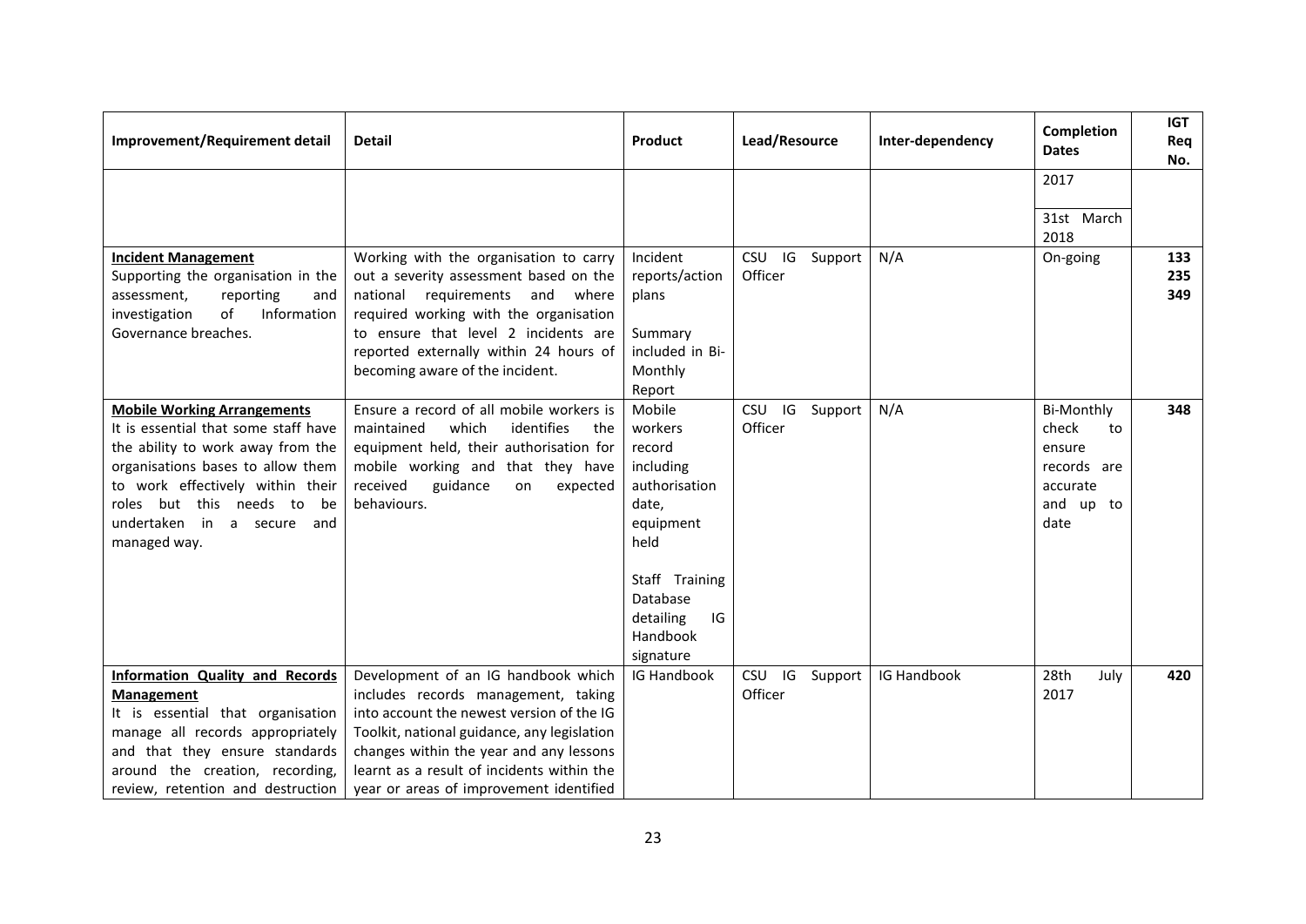| Improvement/Requirement detail | Detail | Product | Lead/Resource | Inter-dependency | Completion Dates | IGT Req No. |
|---|---|---|---|---|---|---|
| | | | | | 2017<br><br>31st March 2018 | |
| **Incident Management**<br>Supporting the organisation in the assessment, reporting and investigation of Information Governance breaches. | Working with the organisation to carry out a severity assessment based on the national requirements and where required working with the organisation to ensure that level 2 incidents are reported externally within 24 hours of becoming aware of the incident. | Incident reports/action plans<br><br>Summary included in Bi-Monthly Report | CSU IG Support Officer | N/A | On-going | **133**<br>**235**<br>**349** |
| **Mobile Working Arrangements**<br>It is essential that some staff have the ability to work away from the organisations bases to allow them to work effectively within their roles but this needs to be undertaken in a secure and managed way. | Ensure a record of all mobile workers is maintained which identifies the equipment held, their authorisation for mobile working and that they have received guidance on expected behaviours. | Mobile workers record including authorisation date, equipment held<br><br>Staff Training Database detailing IG Handbook signature | CSU IG Support Officer | N/A | Bi-Monthly check to ensure records are accurate and up to date | **348** |
| **Information Quality and Records Management**<br>It is essential that organisation manage all records appropriately and that they ensure standards around the creation, recording, review, retention and destruction | Development of an IG handbook which includes records management, taking into account the newest version of the IG Toolkit, national guidance, any legislation changes within the year and any lessons learnt as a result of incidents within the year or areas of improvement identified | IG Handbook | CSU IG Support Officer | IG Handbook | 28th July 2017 | **420** |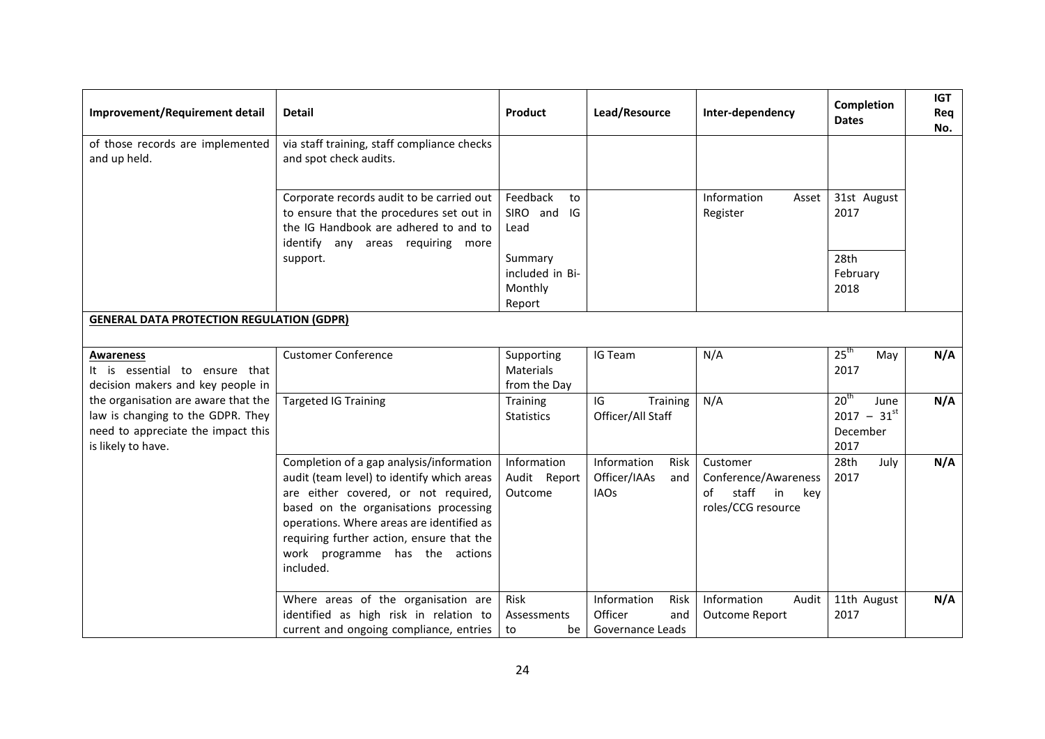| Improvement/Requirement detail | Detail | Product | Lead/Resource | Inter-dependency | Completion Dates | IGT Req No. |
|---|---|---|---|---|---|---|
| of those records are implemented and up held. | via staff training, staff compliance checks and spot check audits. | | | | | |
| | Corporate records audit to be carried out to ensure that the procedures set out in the IG Handbook are adhered to and to identify any areas requiring more support. | Feedback to SIRO and IG Lead | | Information Asset Register | 31st August 2017 | |
| | | Summary included in Bi-Monthly Report | | | 28th February 2018 | |
| **GENERAL DATA PROTECTION REGULATION (GDPR)** | | | | | | |
| **Awareness**<br>It is essential to ensure that decision makers and key people in the organisation are aware that the law is changing to the GDPR. They need to appreciate the impact this is likely to have. | Customer Conference | Supporting Materials from the Day | IG Team | N/A | 25th May 2017 | N/A |
| | Targeted IG Training | Training Statistics | IG Training Officer/All Staff | N/A | 20th June 2017 – 31st December 2017 | N/A |
| | Completion of a gap analysis/information audit (team level) to identify which areas are either covered, or not required, based on the organisations processing operations. Where areas are identified as requiring further action, ensure that the work programme has the actions included. | Information Audit Report Outcome | Information Risk Officer/IAAs and IAOs | Customer Conference/Awareness of staff in key roles/CCG resource | 28th July 2017 | N/A |
| | Where areas of the organisation are identified as high risk in relation to current and ongoing compliance, entries | Risk Assessments to be | Information Risk Officer and Governance Leads | Information Audit Outcome Report | 11th August 2017 | N/A |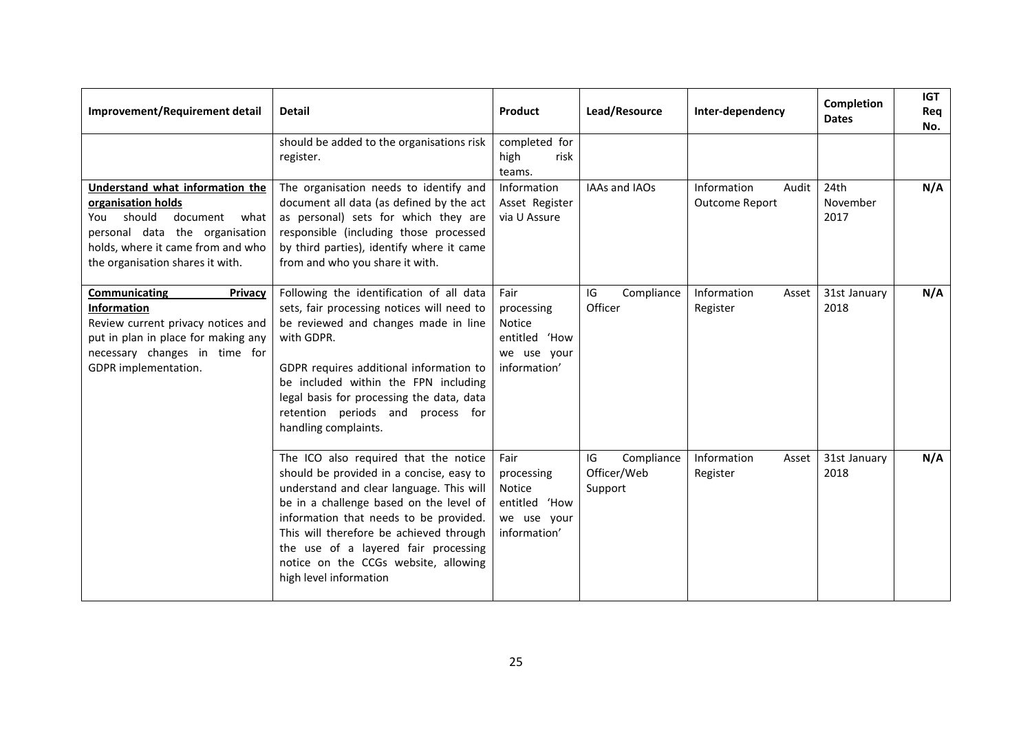| Improvement/Requirement detail | Detail | Product | Lead/Resource | Inter-dependency | Completion Dates | IGT Req No. |
|---|---|---|---|---|---|---|
| | should be added to the organisations risk register. | completed for high risk teams. | | | | |
| **Understand what information the organisation holds**<br>You should document what personal data the organisation holds, where it came from and who the organisation shares it with. | The organisation needs to identify and document all data (as defined by the act as personal) sets for which they are responsible (including those processed by third parties), identify where it came from and who you share it with. | Information Asset Register via U Assure | IAAs and IAOs | Information Audit Outcome Report | 24th November 2017 | **N/A** |
| **Communicating Privacy Information**<br>Review current privacy notices and put in plan in place for making any necessary changes in time for GDPR implementation. | Following the identification of all data sets, fair processing notices will need to be reviewed and changes made in line with GDPR.<br><br>GDPR requires additional information to be included within the FPN including legal basis for processing the data, data retention periods and process for handling complaints. | Fair processing Notice entitled 'How we use your information' | IG Compliance Officer | Information Asset Register | 31st January 2018 | **N/A** |
| | The ICO also required that the notice should be provided in a concise, easy to understand and clear language. This will be in a challenge based on the level of information that needs to be provided. This will therefore be achieved through the use of a layered fair processing notice on the CCGs website, allowing high level information | Fair processing Notice entitled 'How we use your information' | IG Compliance Officer/Web Support | Information Asset Register | 31st January 2018 | **N/A** |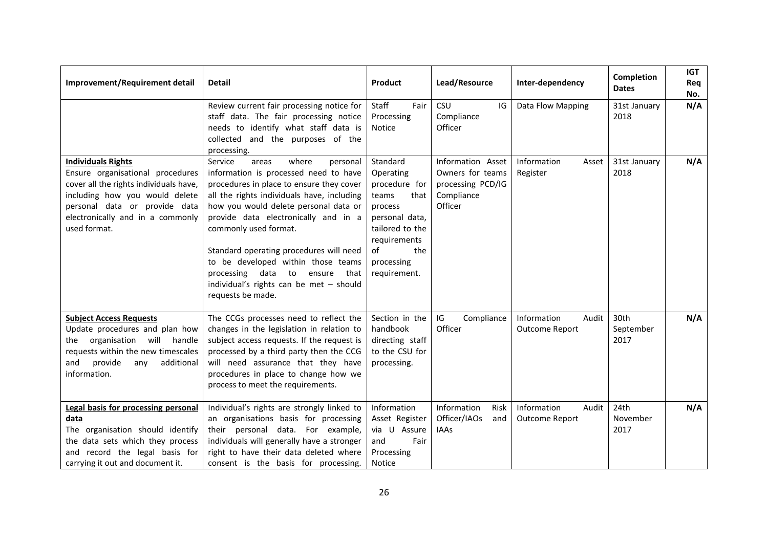| Improvement/Requirement detail | Detail | Product | Lead/Resource | Inter-dependency | Completion Dates | IGT Req No. |
|---|---|---|---|---|---|---|
| | Review current fair processing notice for staff data. The fair processing notice needs to identify what staff data is collected and the purposes of the processing. | Staff Fair Processing Notice | CSU IG Compliance Officer | Data Flow Mapping | 31st January 2018 | N/A |
| **Individuals Rights** Ensure organisational procedures cover all the rights individuals have, including how you would delete personal data or provide data electronically and in a commonly used format. | Service areas where personal information is processed need to have procedures in place to ensure they cover all the rights individuals have, including how you would delete personal data or provide data electronically and in a commonly used format. Standard operating procedures will need to be developed within those teams processing data to ensure that individual's rights can be met – should requests be made. | Standard Operating procedure for teams that process personal data, tailored to the requirements of the processing requirement. | Information Asset Owners for teams processing PCD/IG Compliance Officer | Information Asset Register | 31st January 2018 | N/A |
| **Subject Access Requests** Update procedures and plan how the organisation will handle requests within the new timescales and provide any additional information. | The CCGs processes need to reflect the changes in the legislation in relation to subject access requests. If the request is processed by a third party then the CCG will need assurance that they have procedures in place to change how we process to meet the requirements. | Section in the handbook directing staff to the CSU for processing. | IG Compliance Officer | Information Audit Outcome Report | 30th September 2017 | N/A |
| **Legal basis for processing personal data** The organisation should identify the data sets which they process and record the legal basis for carrying it out and document it. | Individual's rights are strongly linked to an organisations basis for processing their personal data. For example, individuals will generally have a stronger right to have their data deleted where consent is the basis for processing. | Information Asset Register via U Assure and Fair Processing Notice | Information Risk Officer/IAOs and IAAs | Information Audit Outcome Report | 24th November 2017 | N/A |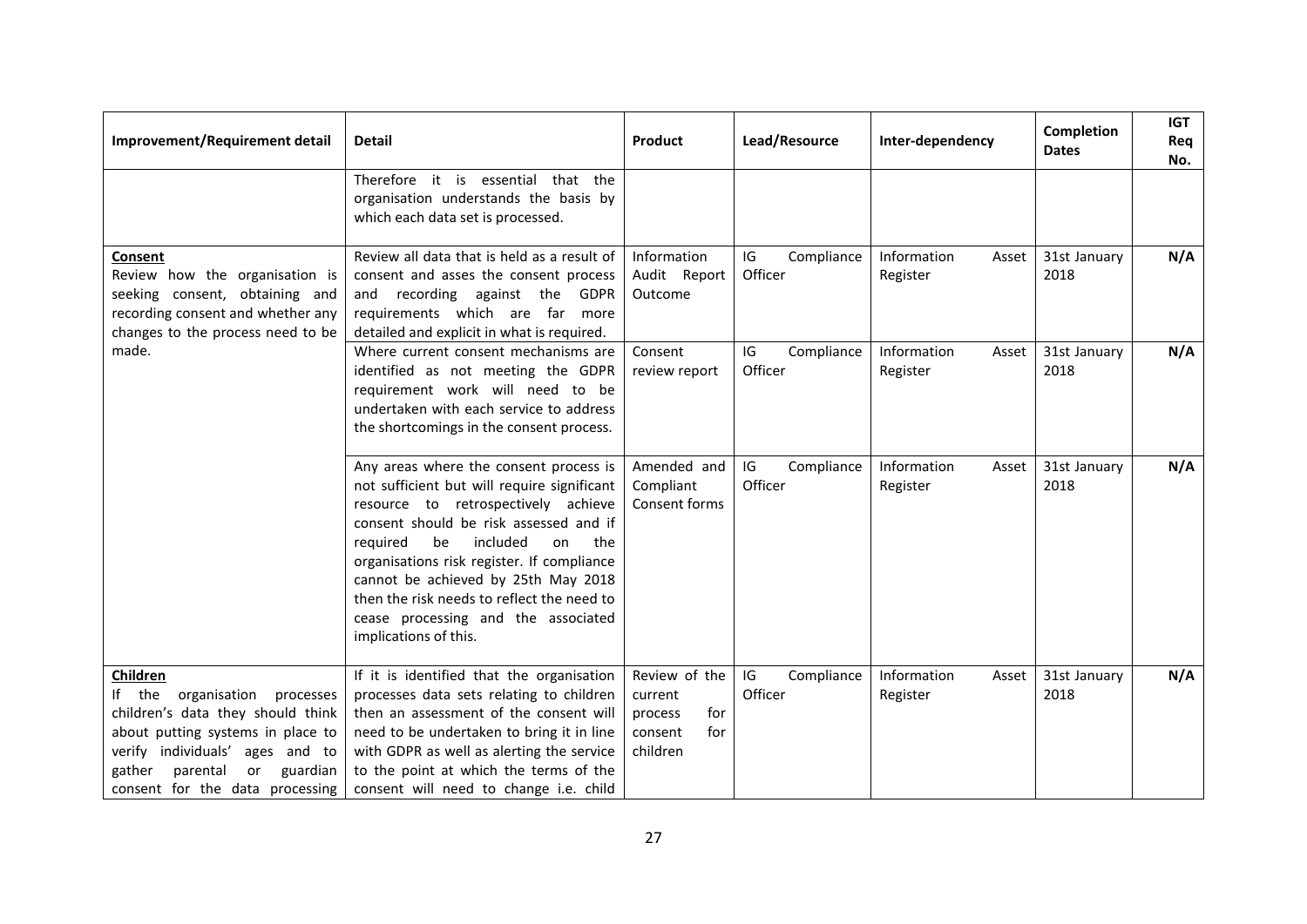| Improvement/Requirement detail | Detail | Product | Lead/Resource | Inter-dependency | Completion Dates | IGT Req No. |
|---|---|---|---|---|---|---|
| | Therefore it is essential that the organisation understands the basis by which each data set is processed. | | | | | |
| **Consent**<br>Review how the organisation is seeking consent, obtaining and recording consent and whether any changes to the process need to be made. | Review all data that is held as a result of consent and asses the consent process and recording against the GDPR requirements which are far more detailed and explicit in what is required. | Information Audit Report Outcome | IG Compliance Officer | Information Asset Register | 31st January 2018 | N/A |
| | Where current consent mechanisms are identified as not meeting the GDPR requirement work will need to be undertaken with each service to address the shortcomings in the consent process. | Consent review report | IG Compliance Officer | Information Asset Register | 31st January 2018 | N/A |
| | Any areas where the consent process is not sufficient but will require significant resource to retrospectively achieve consent should be risk assessed and if required be included on the organisations risk register. If compliance cannot be achieved by 25th May 2018 then the risk needs to reflect the need to cease processing and the associated implications of this. | Amended and Compliant Consent forms | IG Compliance Officer | Information Asset Register | 31st January 2018 | N/A |
| **Children**<br>If the organisation processes children's data they should think about putting systems in place to verify individuals' ages and to gather parental or guardian consent for the data processing | If it is identified that the organisation processes data sets relating to children then an assessment of the consent will need to be undertaken to bring it in line with GDPR as well as alerting the service to the point at which the terms of the consent will need to change i.e. child | Review of the current process for consent for children | IG Compliance Officer | Information Asset Register | 31st January 2018 | N/A |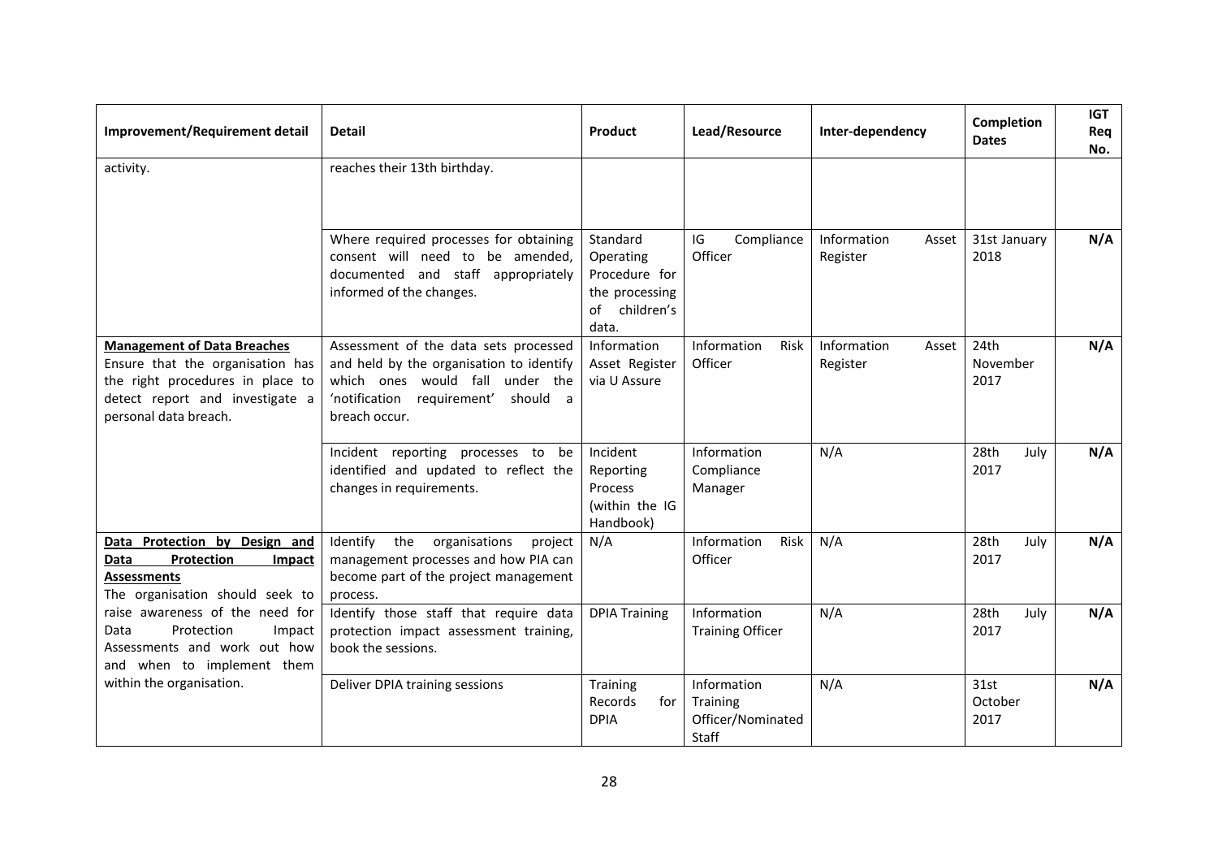| Improvement/Requirement detail | Detail | Product | Lead/Resource | Inter-dependency | Completion Dates | IGT Req No. |
|---|---|---|---|---|---|---|
| activity. | reaches their 13th birthday. | | | | | |
| | Where required processes for obtaining consent will need to be amended, documented and staff appropriately informed of the changes. | Standard Operating Procedure for the processing of children's data. | IG Compliance Officer | Information Asset Register | 31st January 2018 | **N/A** |
| **Management of Data Breaches** Ensure that the organisation has the right procedures in place to detect report and investigate a personal data breach. | Assessment of the data sets processed and held by the organisation to identify which ones would fall under the 'notification requirement' should a breach occur. | Information Asset Register via U Assure | Information Risk Officer | Information Asset Register | 24th November 2017 | **N/A** |
| | Incident reporting processes to be identified and updated to reflect the changes in requirements. | Incident Reporting Process (within the IG Handbook) | Information Compliance Manager | N/A | 28th July 2017 | **N/A** |
| **Data Protection by Design and Data Protection Impact Assessments** The organisation should seek to raise awareness of the need for Data Protection Impact Assessments and work out how and when to implement them within the organisation. | Identify the organisations project management processes and how PIA can become part of the project management process. | N/A | Information Risk Officer | N/A | 28th July 2017 | **N/A** |
| | Identify those staff that require data protection impact assessment training, book the sessions. | DPIA Training | Information Training Officer | N/A | 28th July 2017 | **N/A** |
| | Deliver DPIA training sessions | Training Records for DPIA | Information Training Officer/Nominated Staff | N/A | 31st October 2017 | **N/A** |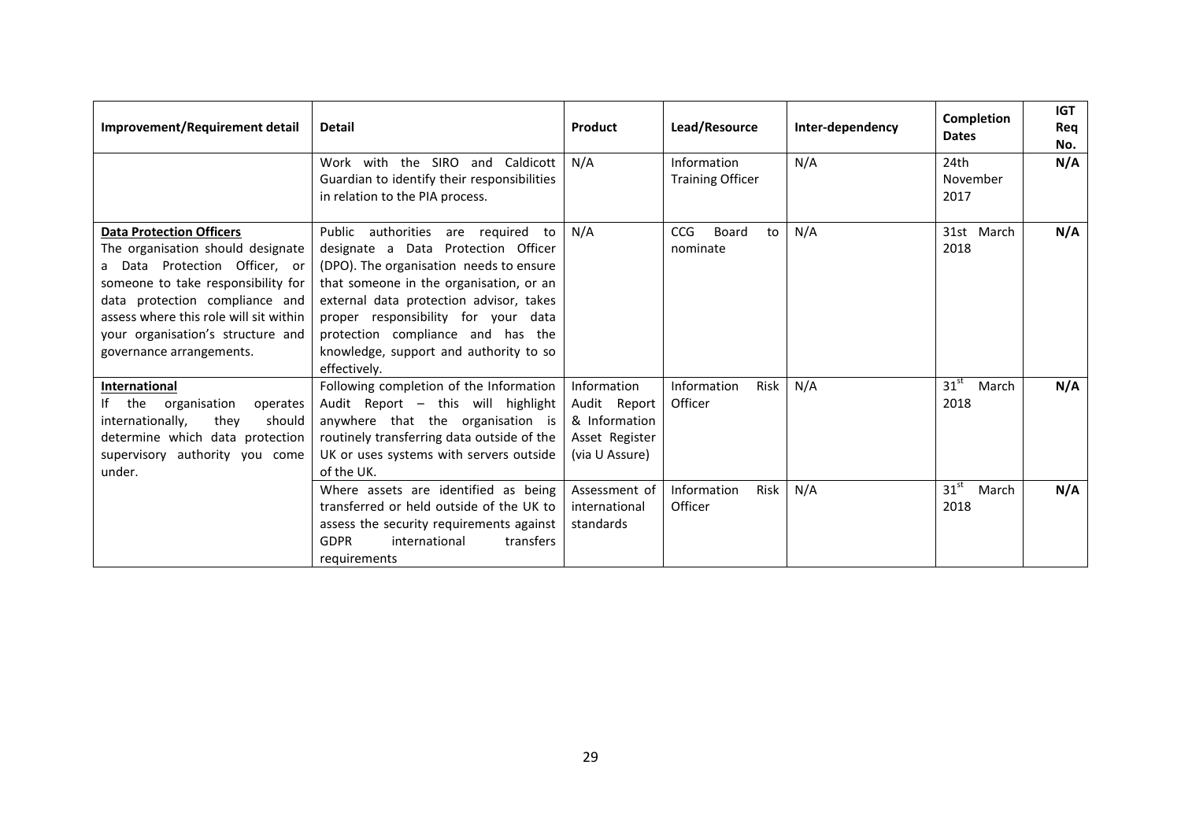| Improvement/Requirement detail | Detail | Product | Lead/Resource | Inter-dependency | Completion Dates | IGT Req No. |
|---|---|---|---|---|---|---|
| | Work with the SIRO and Caldicott Guardian to identify their responsibilities in relation to the PIA process. | N/A | Information Training Officer | N/A | 24th November 2017 | **N/A** |
| **Data Protection Officers** The organisation should designate a Data Protection Officer, or someone to take responsibility for data protection compliance and assess where this role will sit within your organisation's structure and governance arrangements. | Public authorities are required to designate a Data Protection Officer (DPO). The organisation needs to ensure that someone in the organisation, or an external data protection advisor, takes proper responsibility for your data protection compliance and has the knowledge, support and authority to so effectively. | N/A | CCG Board to nominate | N/A | 31st March 2018 | **N/A** |
| **International** If the organisation operates internationally, they should determine which data protection supervisory authority you come under. | Following completion of the Information Audit Report – this will highlight anywhere that the organisation is routinely transferring data outside of the UK or uses systems with servers outside of the UK. | Information Audit Report & Information Asset Register (via U Assure) | Information Risk Officer | N/A | 31st March 2018 | **N/A** |
| | Where assets are identified as being transferred or held outside of the UK to assess the security requirements against GDPR international transfers requirements | Assessment of international standards | Information Risk Officer | N/A | 31st March 2018 | **N/A** |